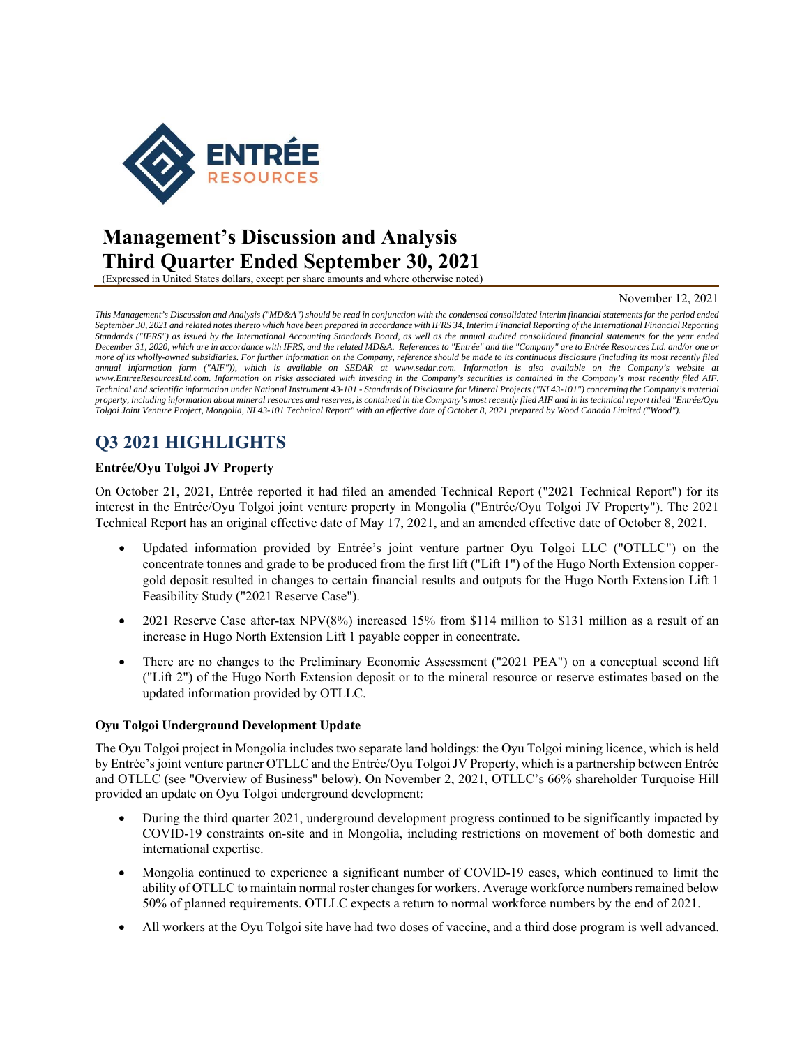# Management's Discussion and Analysis
# Third Quarter Ended September 30, 2021

(Expressed in United States dollars, except per share amounts and where otherwise noted)

November 12, 2021

*This Management's Discussion and Analysis ("MD&A") should be read in conjunction with the condensed consolidated interim financial statements for the period ended September 30, 2021 and related notes thereto which have been prepared in accordance with IFRS 34, Interim Financial Reporting of the International Financial Reporting Standards ("IFRS") as issued by the International Accounting Standards Board, as well as the annual audited consolidated financial statements for the year ended December 31, 2020, which are in accordance with IFRS, and the related MD&A. References to "Entrée" and the "Company" are to Entrée Resources Ltd. and/or one or more of its wholly-owned subsidiaries. For further information on the Company, reference should be made to its continuous disclosure (including its most recently filed annual information form ("AIF")), which is available on SEDAR at www.sedar.com. Information is also available on the Company's website at www.EntreeResourcesLtd.com. Information on risks associated with investing in the Company's securities is contained in the Company's most recently filed AIF. Technical and scientific information under National Instrument 43-101 - Standards of Disclosure for Mineral Projects ("NI 43-101") concerning the Company's material property, including information about mineral resources and reserves, is contained in the Company's most recently filed AIF and in its technical report titled "Entrée/Oyu Tolgoi Joint Venture Project, Mongolia, NI 43-101 Technical Report" with an effective date of October 8, 2021 prepared by Wood Canada Limited ("Wood").*

## Q3 2021 HIGHLIGHTS

**Entrée/Oyu Tolgoi JV Property**

On October 21, 2021, Entrée reported it had filed an amended Technical Report ("2021 Technical Report") for its interest in the Entrée/Oyu Tolgoi joint venture property in Mongolia ("Entrée/Oyu Tolgoi JV Property"). The 2021 Technical Report has an original effective date of May 17, 2021, and an amended effective date of October 8, 2021.

- Updated information provided by Entrée's joint venture partner Oyu Tolgoi LLC ("OTLLC") on the concentrate tonnes and grade to be produced from the first lift ("Lift 1") of the Hugo North Extension copper-gold deposit resulted in changes to certain financial results and outputs for the Hugo North Extension Lift 1 Feasibility Study ("2021 Reserve Case").
- 2021 Reserve Case after-tax NPV(8%) increased 15% from $114 million to $131 million as a result of an increase in Hugo North Extension Lift 1 payable copper in concentrate.
- There are no changes to the Preliminary Economic Assessment ("2021 PEA") on a conceptual second lift ("Lift 2") of the Hugo North Extension deposit or to the mineral resource or reserve estimates based on the updated information provided by OTLLC.

**Oyu Tolgoi Underground Development Update**

The Oyu Tolgoi project in Mongolia includes two separate land holdings: the Oyu Tolgoi mining licence, which is held by Entrée's joint venture partner OTLLC and the Entrée/Oyu Tolgoi JV Property, which is a partnership between Entrée and OTLLC (see "Overview of Business" below). On November 2, 2021, OTLLC's 66% shareholder Turquoise Hill provided an update on Oyu Tolgoi underground development:

- During the third quarter 2021, underground development progress continued to be significantly impacted by COVID-19 constraints on-site and in Mongolia, including restrictions on movement of both domestic and international expertise.
- Mongolia continued to experience a significant number of COVID-19 cases, which continued to limit the ability of OTLLC to maintain normal roster changes for workers. Average workforce numbers remained below 50% of planned requirements. OTLLC expects a return to normal workforce numbers by the end of 2021.
- All workers at the Oyu Tolgoi site have had two doses of vaccine, and a third dose program is well advanced.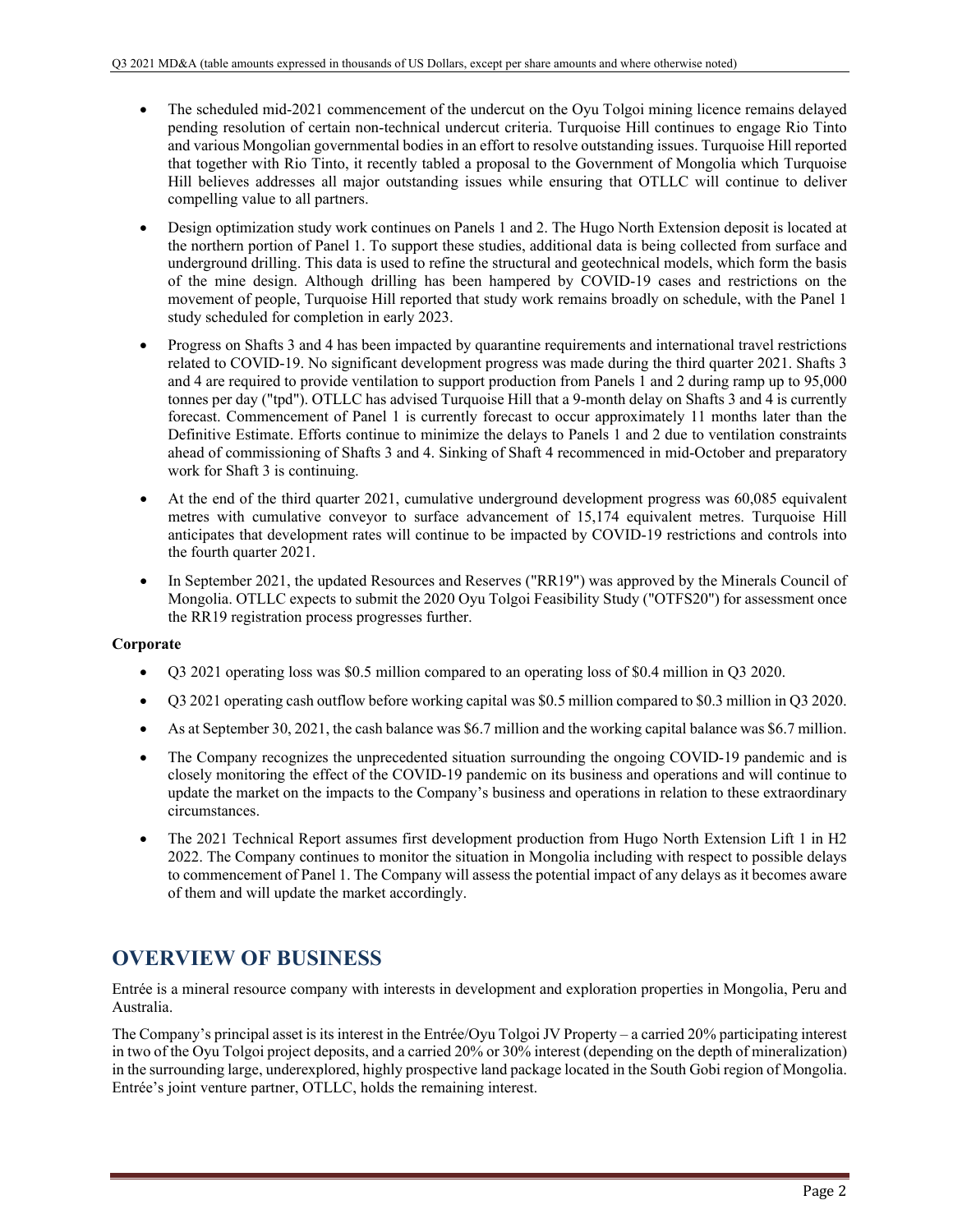- The scheduled mid-2021 commencement of the undercut on the Oyu Tolgoi mining licence remains delayed pending resolution of certain non-technical undercut criteria. Turquoise Hill continues to engage Rio Tinto and various Mongolian governmental bodies in an effort to resolve outstanding issues. Turquoise Hill reported that together with Rio Tinto, it recently tabled a proposal to the Government of Mongolia which Turquoise Hill believes addresses all major outstanding issues while ensuring that OTLLC will continue to deliver compelling value to all partners.
- Design optimization study work continues on Panels 1 and 2. The Hugo North Extension deposit is located at the northern portion of Panel 1. To support these studies, additional data is being collected from surface and underground drilling. This data is used to refine the structural and geotechnical models, which form the basis of the mine design. Although drilling has been hampered by COVID-19 cases and restrictions on the movement of people, Turquoise Hill reported that study work remains broadly on schedule, with the Panel 1 study scheduled for completion in early 2023.
- Progress on Shafts 3 and 4 has been impacted by quarantine requirements and international travel restrictions related to COVID-19. No significant development progress was made during the third quarter 2021. Shafts 3 and 4 are required to provide ventilation to support production from Panels 1 and 2 during ramp up to 95,000 tonnes per day ("tpd"). OTLLC has advised Turquoise Hill that a 9-month delay on Shafts 3 and 4 is currently forecast. Commencement of Panel 1 is currently forecast to occur approximately 11 months later than the Definitive Estimate. Efforts continue to minimize the delays to Panels 1 and 2 due to ventilation constraints ahead of commissioning of Shafts 3 and 4. Sinking of Shaft 4 recommenced in mid-October and preparatory work for Shaft 3 is continuing.
- At the end of the third quarter 2021, cumulative underground development progress was 60,085 equivalent metres with cumulative conveyor to surface advancement of 15,174 equivalent metres. Turquoise Hill anticipates that development rates will continue to be impacted by COVID-19 restrictions and controls into the fourth quarter 2021.
- In September 2021, the updated Resources and Reserves ("RR19") was approved by the Minerals Council of Mongolia. OTLLC expects to submit the 2020 Oyu Tolgoi Feasibility Study ("OTFS20") for assessment once the RR19 registration process progresses further.

**Corporate**

- Q3 2021 operating loss was $0.5 million compared to an operating loss of $0.4 million in Q3 2020.
- Q3 2021 operating cash outflow before working capital was $0.5 million compared to $0.3 million in Q3 2020.
- As at September 30, 2021, the cash balance was $6.7 million and the working capital balance was $6.7 million.
- The Company recognizes the unprecedented situation surrounding the ongoing COVID-19 pandemic and is closely monitoring the effect of the COVID-19 pandemic on its business and operations and will continue to update the market on the impacts to the Company's business and operations in relation to these extraordinary circumstances.
- The 2021 Technical Report assumes first development production from Hugo North Extension Lift 1 in H2 2022. The Company continues to monitor the situation in Mongolia including with respect to possible delays to commencement of Panel 1. The Company will assess the potential impact of any delays as it becomes aware of them and will update the market accordingly.

## OVERVIEW OF BUSINESS

Entrée is a mineral resource company with interests in development and exploration properties in Mongolia, Peru and Australia.

The Company's principal asset is its interest in the Entrée/Oyu Tolgoi JV Property – a carried 20% participating interest in two of the Oyu Tolgoi project deposits, and a carried 20% or 30% interest (depending on the depth of mineralization) in the surrounding large, underexplored, highly prospective land package located in the South Gobi region of Mongolia. Entrée's joint venture partner, OTLLC, holds the remaining interest.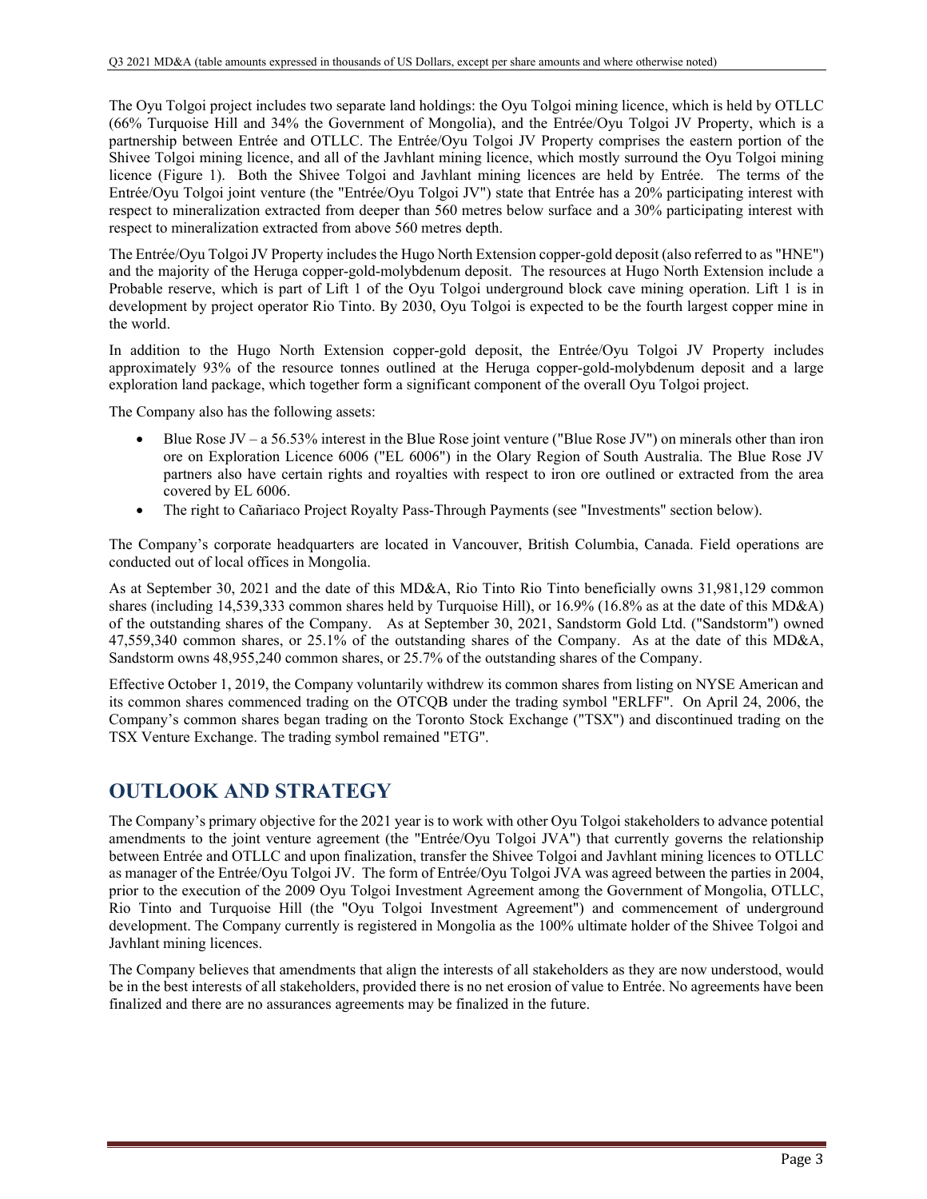The Oyu Tolgoi project includes two separate land holdings: the Oyu Tolgoi mining licence, which is held by OTLLC (66% Turquoise Hill and 34% the Government of Mongolia), and the Entrée/Oyu Tolgoi JV Property, which is a partnership between Entrée and OTLLC. The Entrée/Oyu Tolgoi JV Property comprises the eastern portion of the Shivee Tolgoi mining licence, and all of the Javhlant mining licence, which mostly surround the Oyu Tolgoi mining licence (Figure 1). Both the Shivee Tolgoi and Javhlant mining licences are held by Entrée. The terms of the Entrée/Oyu Tolgoi joint venture (the "Entrée/Oyu Tolgoi JV") state that Entrée has a 20% participating interest with respect to mineralization extracted from deeper than 560 metres below surface and a 30% participating interest with respect to mineralization extracted from above 560 metres depth.

The Entrée/Oyu Tolgoi JV Property includes the Hugo North Extension copper-gold deposit (also referred to as "HNE") and the majority of the Heruga copper-gold-molybdenum deposit. The resources at Hugo North Extension include a Probable reserve, which is part of Lift 1 of the Oyu Tolgoi underground block cave mining operation. Lift 1 is in development by project operator Rio Tinto. By 2030, Oyu Tolgoi is expected to be the fourth largest copper mine in the world.

In addition to the Hugo North Extension copper-gold deposit, the Entrée/Oyu Tolgoi JV Property includes approximately 93% of the resource tonnes outlined at the Heruga copper-gold-molybdenum deposit and a large exploration land package, which together form a significant component of the overall Oyu Tolgoi project.

The Company also has the following assets:

- Blue Rose JV – a 56.53% interest in the Blue Rose joint venture ("Blue Rose JV") on minerals other than iron ore on Exploration Licence 6006 ("EL 6006") in the Olary Region of South Australia. The Blue Rose JV partners also have certain rights and royalties with respect to iron ore outlined or extracted from the area covered by EL 6006.
- The right to Cañariaco Project Royalty Pass-Through Payments (see "Investments" section below).

The Company's corporate headquarters are located in Vancouver, British Columbia, Canada. Field operations are conducted out of local offices in Mongolia.

As at September 30, 2021 and the date of this MD&A, Rio Tinto Rio Tinto beneficially owns 31,981,129 common shares (including 14,539,333 common shares held by Turquoise Hill), or 16.9% (16.8% as at the date of this MD&A) of the outstanding shares of the Company. As at September 30, 2021, Sandstorm Gold Ltd. ("Sandstorm") owned 47,559,340 common shares, or 25.1% of the outstanding shares of the Company. As at the date of this MD&A, Sandstorm owns 48,955,240 common shares, or 25.7% of the outstanding shares of the Company.

Effective October 1, 2019, the Company voluntarily withdrew its common shares from listing on NYSE American and its common shares commenced trading on the OTCQB under the trading symbol "ERLFF". On April 24, 2006, the Company's common shares began trading on the Toronto Stock Exchange ("TSX") and discontinued trading on the TSX Venture Exchange. The trading symbol remained "ETG".

## OUTLOOK AND STRATEGY

The Company's primary objective for the 2021 year is to work with other Oyu Tolgoi stakeholders to advance potential amendments to the joint venture agreement (the "Entrée/Oyu Tolgoi JVA") that currently governs the relationship between Entrée and OTLLC and upon finalization, transfer the Shivee Tolgoi and Javhlant mining licences to OTLLC as manager of the Entrée/Oyu Tolgoi JV. The form of Entrée/Oyu Tolgoi JVA was agreed between the parties in 2004, prior to the execution of the 2009 Oyu Tolgoi Investment Agreement among the Government of Mongolia, OTLLC, Rio Tinto and Turquoise Hill (the "Oyu Tolgoi Investment Agreement") and commencement of underground development. The Company currently is registered in Mongolia as the 100% ultimate holder of the Shivee Tolgoi and Javhlant mining licences.

The Company believes that amendments that align the interests of all stakeholders as they are now understood, would be in the best interests of all stakeholders, provided there is no net erosion of value to Entrée. No agreements have been finalized and there are no assurances agreements may be finalized in the future.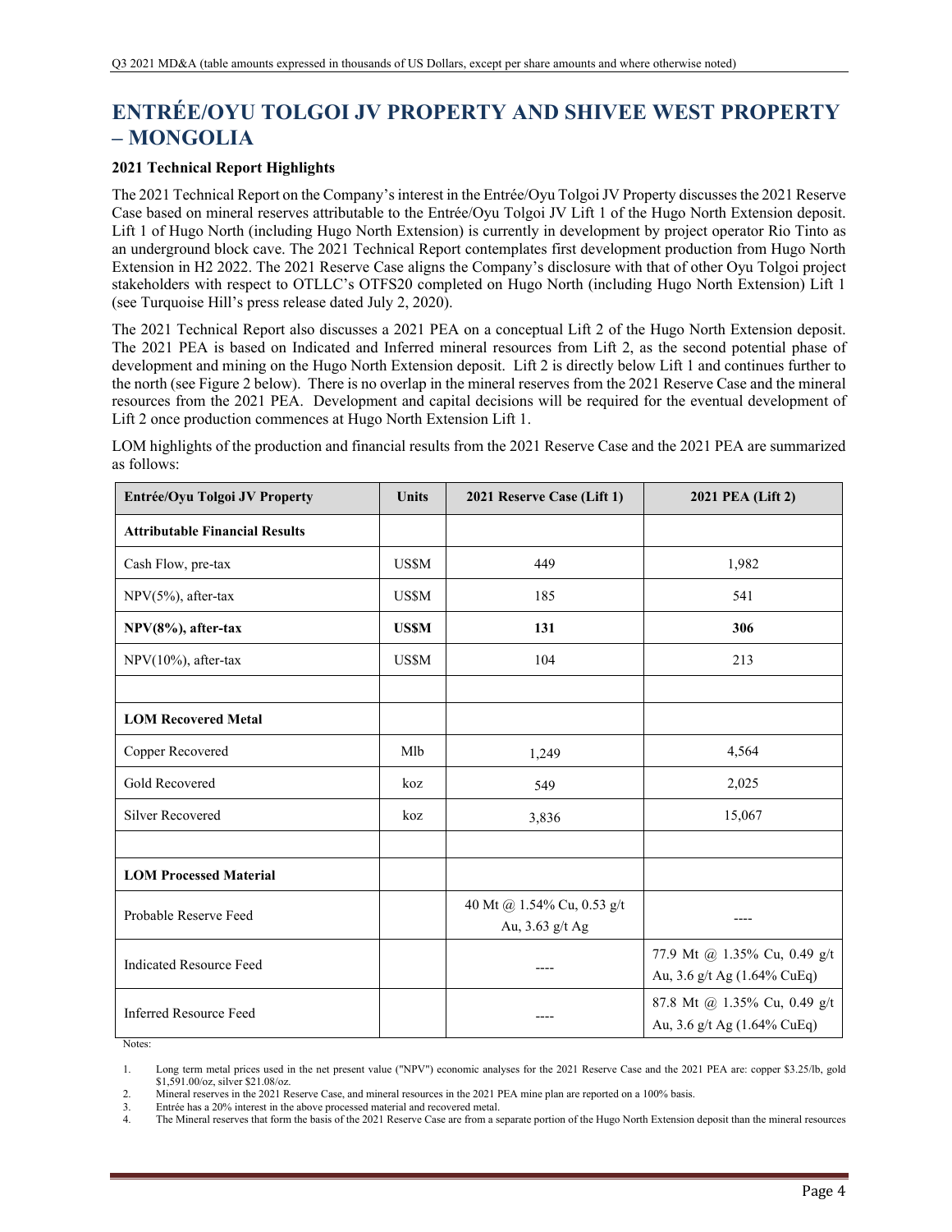# ENTRÉE/OYU TOLGOI JV PROPERTY AND SHIVEE WEST PROPERTY – MONGOLIA

**2021 Technical Report Highlights**

The 2021 Technical Report on the Company's interest in the Entrée/Oyu Tolgoi JV Property discusses the 2021 Reserve Case based on mineral reserves attributable to the Entrée/Oyu Tolgoi JV Lift 1 of the Hugo North Extension deposit. Lift 1 of Hugo North (including Hugo North Extension) is currently in development by project operator Rio Tinto as an underground block cave. The 2021 Technical Report contemplates first development production from Hugo North Extension in H2 2022. The 2021 Reserve Case aligns the Company's disclosure with that of other Oyu Tolgoi project stakeholders with respect to OTLLC's OTFS20 completed on Hugo North (including Hugo North Extension) Lift 1 (see Turquoise Hill's press release dated July 2, 2020).

The 2021 Technical Report also discusses a 2021 PEA on a conceptual Lift 2 of the Hugo North Extension deposit. The 2021 PEA is based on Indicated and Inferred mineral resources from Lift 2, as the second potential phase of development and mining on the Hugo North Extension deposit. Lift 2 is directly below Lift 1 and continues further to the north (see Figure 2 below). There is no overlap in the mineral reserves from the 2021 Reserve Case and the mineral resources from the 2021 PEA. Development and capital decisions will be required for the eventual development of Lift 2 once production commences at Hugo North Extension Lift 1.

LOM highlights of the production and financial results from the 2021 Reserve Case and the 2021 PEA are summarized as follows:

| Entrée/Oyu Tolgoi JV Property | Units | 2021 Reserve Case (Lift 1) | 2021 PEA (Lift 2) |
|---|---|---|---|
| **Attributable Financial Results** | | | |
| Cash Flow, pre-tax | US$M | 449 | 1,982 |
| NPV(5%), after-tax | US$M | 185 | 541 |
| **NPV(8%), after-tax** | **US$M** | **131** | **306** |
| NPV(10%), after-tax | US$M | 104 | 213 |
| | | | |
| **LOM Recovered Metal** | | | |
| Copper Recovered | Mlb | 1,249 | 4,564 |
| Gold Recovered | koz | 549 | 2,025 |
| Silver Recovered | koz | 3,836 | 15,067 |
| | | | |
| **LOM Processed Material** | | | |
| Probable Reserve Feed | | 40 Mt @ 1.54% Cu, 0.53 g/t Au, 3.63 g/t Ag | ---- |
| Indicated Resource Feed | | ---- | 77.9 Mt @ 1.35% Cu, 0.49 g/t Au, 3.6 g/t Ag (1.64% CuEq) |
| Inferred Resource Feed | | ---- | 87.8 Mt @ 1.35% Cu, 0.49 g/t Au, 3.6 g/t Ag (1.64% CuEq) |

Notes:

1. Long term metal prices used in the net present value ("NPV") economic analyses for the 2021 Reserve Case and the 2021 PEA are: copper $3.25/lb, gold $1,591.00/oz, silver $21.08/oz.
2. Mineral reserves in the 2021 Reserve Case, and mineral resources in the 2021 PEA mine plan are reported on a 100% basis.
3. Entrée has a 20% interest in the above processed material and recovered metal.
4. The Mineral reserves that form the basis of the 2021 Reserve Case are from a separate portion of the Hugo North Extension deposit than the mineral resources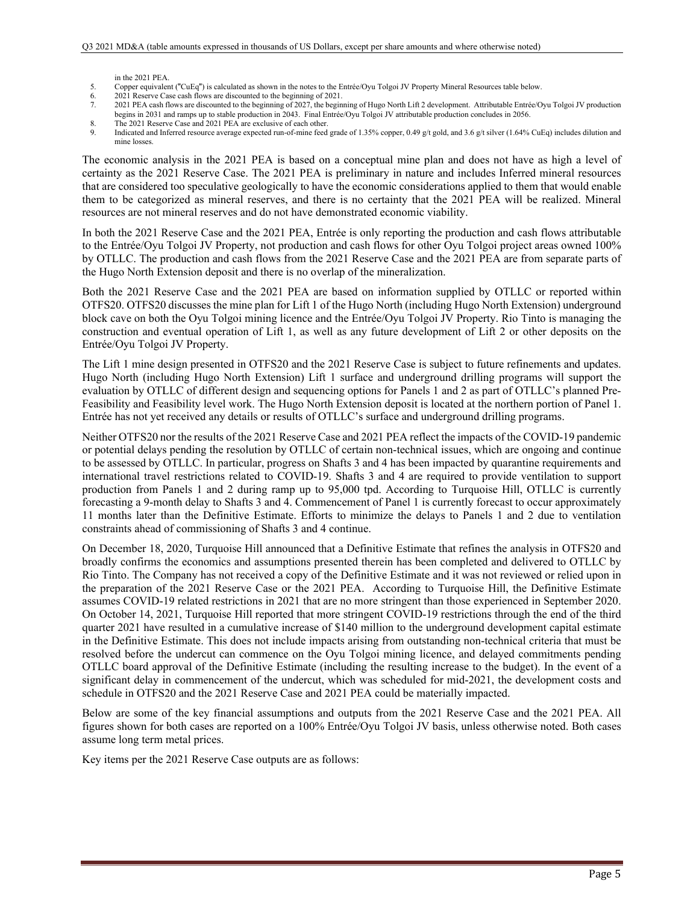in the 2021 PEA.

5. Copper equivalent ("CuEq") is calculated as shown in the notes to the Entrée/Oyu Tolgoi JV Property Mineral Resources table below.
6. 2021 Reserve Case cash flows are discounted to the beginning of 2021.
7. 2021 PEA cash flows are discounted to the beginning of 2027, the beginning of Hugo North Lift 2 development. Attributable Entrée/Oyu Tolgoi JV production begins in 2031 and ramps up to stable production in 2043. Final Entrée/Oyu Tolgoi JV attributable production concludes in 2056.
8. The 2021 Reserve Case and 2021 PEA are exclusive of each other.
9. Indicated and Inferred resource average expected run-of-mine feed grade of 1.35% copper, 0.49 g/t gold, and 3.6 g/t silver (1.64% CuEq) includes dilution and mine losses.

The economic analysis in the 2021 PEA is based on a conceptual mine plan and does not have as high a level of certainty as the 2021 Reserve Case. The 2021 PEA is preliminary in nature and includes Inferred mineral resources that are considered too speculative geologically to have the economic considerations applied to them that would enable them to be categorized as mineral reserves, and there is no certainty that the 2021 PEA will be realized. Mineral resources are not mineral reserves and do not have demonstrated economic viability.

In both the 2021 Reserve Case and the 2021 PEA, Entrée is only reporting the production and cash flows attributable to the Entrée/Oyu Tolgoi JV Property, not production and cash flows for other Oyu Tolgoi project areas owned 100% by OTLLC. The production and cash flows from the 2021 Reserve Case and the 2021 PEA are from separate parts of the Hugo North Extension deposit and there is no overlap of the mineralization.

Both the 2021 Reserve Case and the 2021 PEA are based on information supplied by OTLLC or reported within OTFS20. OTFS20 discusses the mine plan for Lift 1 of the Hugo North (including Hugo North Extension) underground block cave on both the Oyu Tolgoi mining licence and the Entrée/Oyu Tolgoi JV Property. Rio Tinto is managing the construction and eventual operation of Lift 1, as well as any future development of Lift 2 or other deposits on the Entrée/Oyu Tolgoi JV Property.

The Lift 1 mine design presented in OTFS20 and the 2021 Reserve Case is subject to future refinements and updates. Hugo North (including Hugo North Extension) Lift 1 surface and underground drilling programs will support the evaluation by OTLLC of different design and sequencing options for Panels 1 and 2 as part of OTLLC's planned Pre-Feasibility and Feasibility level work. The Hugo North Extension deposit is located at the northern portion of Panel 1. Entrée has not yet received any details or results of OTLLC's surface and underground drilling programs.

Neither OTFS20 nor the results of the 2021 Reserve Case and 2021 PEA reflect the impacts of the COVID-19 pandemic or potential delays pending the resolution by OTLLC of certain non-technical issues, which are ongoing and continue to be assessed by OTLLC. In particular, progress on Shafts 3 and 4 has been impacted by quarantine requirements and international travel restrictions related to COVID-19. Shafts 3 and 4 are required to provide ventilation to support production from Panels 1 and 2 during ramp up to 95,000 tpd. According to Turquoise Hill, OTLLC is currently forecasting a 9-month delay to Shafts 3 and 4. Commencement of Panel 1 is currently forecast to occur approximately 11 months later than the Definitive Estimate. Efforts to minimize the delays to Panels 1 and 2 due to ventilation constraints ahead of commissioning of Shafts 3 and 4 continue.

On December 18, 2020, Turquoise Hill announced that a Definitive Estimate that refines the analysis in OTFS20 and broadly confirms the economics and assumptions presented therein has been completed and delivered to OTLLC by Rio Tinto. The Company has not received a copy of the Definitive Estimate and it was not reviewed or relied upon in the preparation of the 2021 Reserve Case or the 2021 PEA. According to Turquoise Hill, the Definitive Estimate assumes COVID-19 related restrictions in 2021 that are no more stringent than those experienced in September 2020. On October 14, 2021, Turquoise Hill reported that more stringent COVID-19 restrictions through the end of the third quarter 2021 have resulted in a cumulative increase of $140 million to the underground development capital estimate in the Definitive Estimate. This does not include impacts arising from outstanding non-technical criteria that must be resolved before the undercut can commence on the Oyu Tolgoi mining licence, and delayed commitments pending OTLLC board approval of the Definitive Estimate (including the resulting increase to the budget). In the event of a significant delay in commencement of the undercut, which was scheduled for mid-2021, the development costs and schedule in OTFS20 and the 2021 Reserve Case and 2021 PEA could be materially impacted.

Below are some of the key financial assumptions and outputs from the 2021 Reserve Case and the 2021 PEA. All figures shown for both cases are reported on a 100% Entrée/Oyu Tolgoi JV basis, unless otherwise noted. Both cases assume long term metal prices.

Key items per the 2021 Reserve Case outputs are as follows: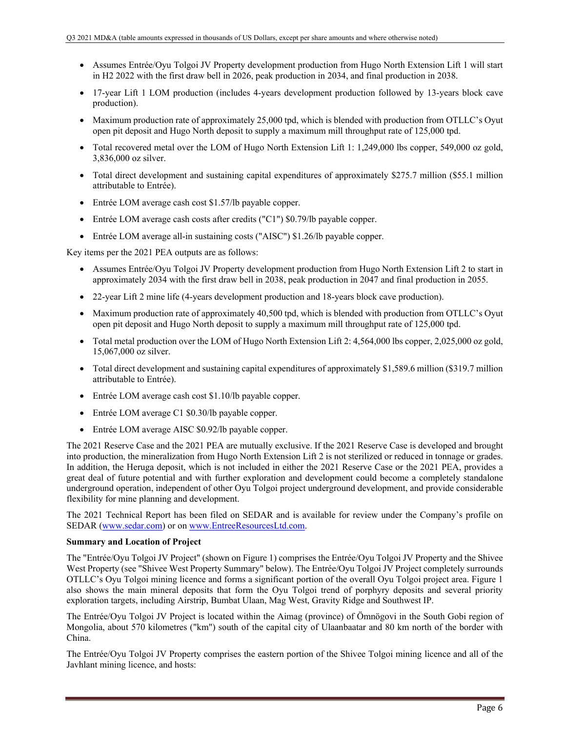- Assumes Entrée/Oyu Tolgoi JV Property development production from Hugo North Extension Lift 1 will start in H2 2022 with the first draw bell in 2026, peak production in 2034, and final production in 2038.
- 17-year Lift 1 LOM production (includes 4-years development production followed by 13-years block cave production).
- Maximum production rate of approximately 25,000 tpd, which is blended with production from OTLLC's Oyut open pit deposit and Hugo North deposit to supply a maximum mill throughput rate of 125,000 tpd.
- Total recovered metal over the LOM of Hugo North Extension Lift 1: 1,249,000 lbs copper, 549,000 oz gold, 3,836,000 oz silver.
- Total direct development and sustaining capital expenditures of approximately $275.7 million ($55.1 million attributable to Entrée).
- Entrée LOM average cash cost $1.57/lb payable copper.
- Entrée LOM average cash costs after credits ("C1") $0.79/lb payable copper.
- Entrée LOM average all-in sustaining costs ("AISC") $1.26/lb payable copper.

Key items per the 2021 PEA outputs are as follows:

- Assumes Entrée/Oyu Tolgoi JV Property development production from Hugo North Extension Lift 2 to start in approximately 2034 with the first draw bell in 2038, peak production in 2047 and final production in 2055.
- 22-year Lift 2 mine life (4-years development production and 18-years block cave production).
- Maximum production rate of approximately 40,500 tpd, which is blended with production from OTLLC's Oyut open pit deposit and Hugo North deposit to supply a maximum mill throughput rate of 125,000 tpd.
- Total metal production over the LOM of Hugo North Extension Lift 2: 4,564,000 lbs copper, 2,025,000 oz gold, 15,067,000 oz silver.
- Total direct development and sustaining capital expenditures of approximately $1,589.6 million ($319.7 million attributable to Entrée).
- Entrée LOM average cash cost $1.10/lb payable copper.
- Entrée LOM average C1 $0.30/lb payable copper.
- Entrée LOM average AISC $0.92/lb payable copper.

The 2021 Reserve Case and the 2021 PEA are mutually exclusive. If the 2021 Reserve Case is developed and brought into production, the mineralization from Hugo North Extension Lift 2 is not sterilized or reduced in tonnage or grades. In addition, the Heruga deposit, which is not included in either the 2021 Reserve Case or the 2021 PEA, provides a great deal of future potential and with further exploration and development could become a completely standalone underground operation, independent of other Oyu Tolgoi project underground development, and provide considerable flexibility for mine planning and development.

The 2021 Technical Report has been filed on SEDAR and is available for review under the Company's profile on SEDAR (www.sedar.com) or on www.EntreeResourcesLtd.com.

**Summary and Location of Project**

The "Entrée/Oyu Tolgoi JV Project" (shown on Figure 1) comprises the Entrée/Oyu Tolgoi JV Property and the Shivee West Property (see "Shivee West Property Summary" below). The Entrée/Oyu Tolgoi JV Project completely surrounds OTLLC's Oyu Tolgoi mining licence and forms a significant portion of the overall Oyu Tolgoi project area. Figure 1 also shows the main mineral deposits that form the Oyu Tolgoi trend of porphyry deposits and several priority exploration targets, including Airstrip, Bumbat Ulaan, Mag West, Gravity Ridge and Southwest IP.

The Entrée/Oyu Tolgoi JV Project is located within the Aimag (province) of Ömnögovi in the South Gobi region of Mongolia, about 570 kilometres ("km") south of the capital city of Ulaanbaatar and 80 km north of the border with China.

The Entrée/Oyu Tolgoi JV Property comprises the eastern portion of the Shivee Tolgoi mining licence and all of the Javhlant mining licence, and hosts: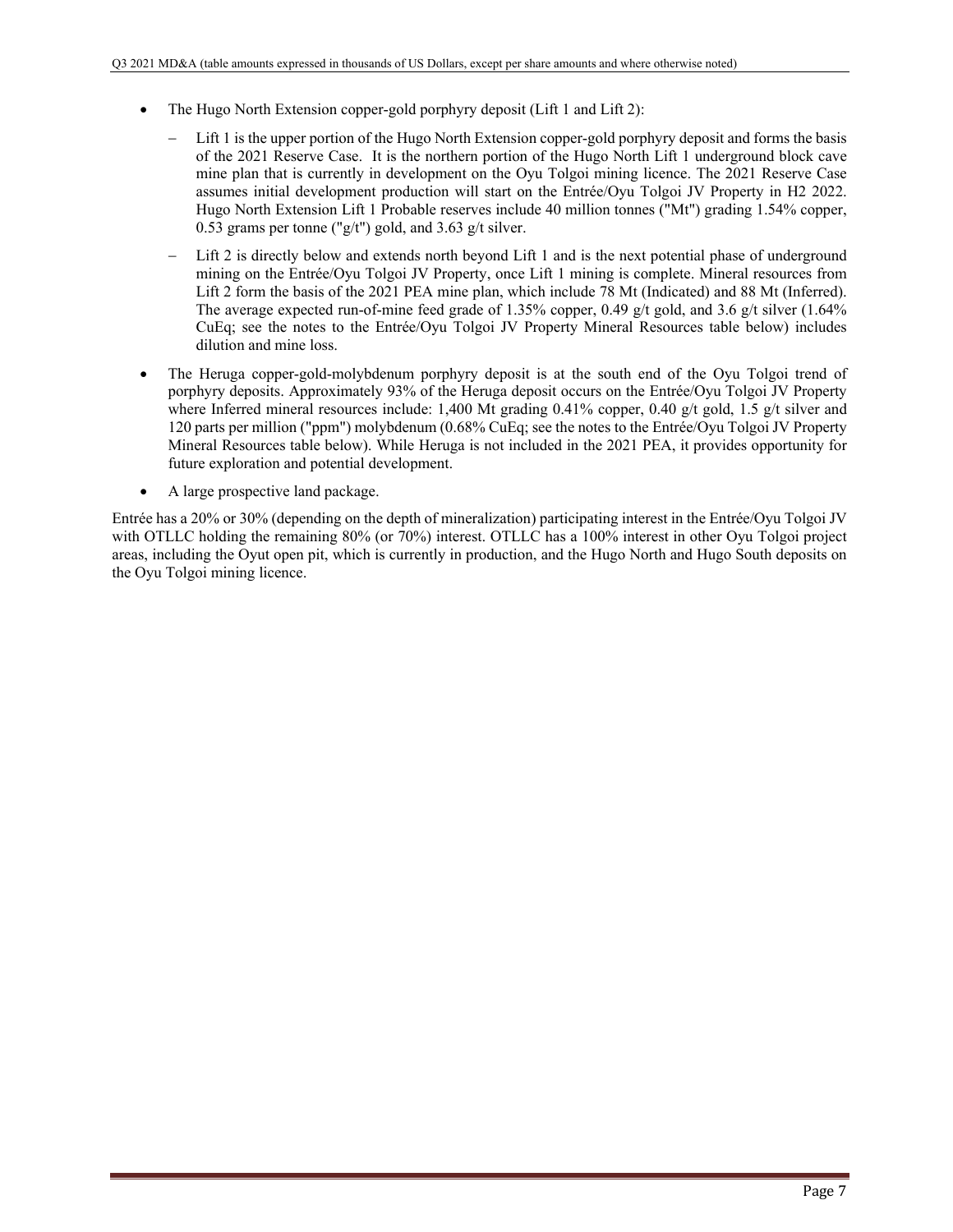- The Hugo North Extension copper-gold porphyry deposit (Lift 1 and Lift 2):
  - Lift 1 is the upper portion of the Hugo North Extension copper-gold porphyry deposit and forms the basis of the 2021 Reserve Case. It is the northern portion of the Hugo North Lift 1 underground block cave mine plan that is currently in development on the Oyu Tolgoi mining licence. The 2021 Reserve Case assumes initial development production will start on the Entrée/Oyu Tolgoi JV Property in H2 2022. Hugo North Extension Lift 1 Probable reserves include 40 million tonnes ("Mt") grading 1.54% copper, 0.53 grams per tonne ("g/t") gold, and 3.63 g/t silver.
  - Lift 2 is directly below and extends north beyond Lift 1 and is the next potential phase of underground mining on the Entrée/Oyu Tolgoi JV Property, once Lift 1 mining is complete. Mineral resources from Lift 2 form the basis of the 2021 PEA mine plan, which include 78 Mt (Indicated) and 88 Mt (Inferred). The average expected run-of-mine feed grade of 1.35% copper, 0.49 g/t gold, and 3.6 g/t silver (1.64% CuEq; see the notes to the Entrée/Oyu Tolgoi JV Property Mineral Resources table below) includes dilution and mine loss.
- The Heruga copper-gold-molybdenum porphyry deposit is at the south end of the Oyu Tolgoi trend of porphyry deposits. Approximately 93% of the Heruga deposit occurs on the Entrée/Oyu Tolgoi JV Property where Inferred mineral resources include: 1,400 Mt grading 0.41% copper, 0.40 g/t gold, 1.5 g/t silver and 120 parts per million ("ppm") molybdenum (0.68% CuEq; see the notes to the Entrée/Oyu Tolgoi JV Property Mineral Resources table below). While Heruga is not included in the 2021 PEA, it provides opportunity for future exploration and potential development.
- A large prospective land package.

Entrée has a 20% or 30% (depending on the depth of mineralization) participating interest in the Entrée/Oyu Tolgoi JV with OTLLC holding the remaining 80% (or 70%) interest. OTLLC has a 100% interest in other Oyu Tolgoi project areas, including the Oyut open pit, which is currently in production, and the Hugo North and Hugo South deposits on the Oyu Tolgoi mining licence.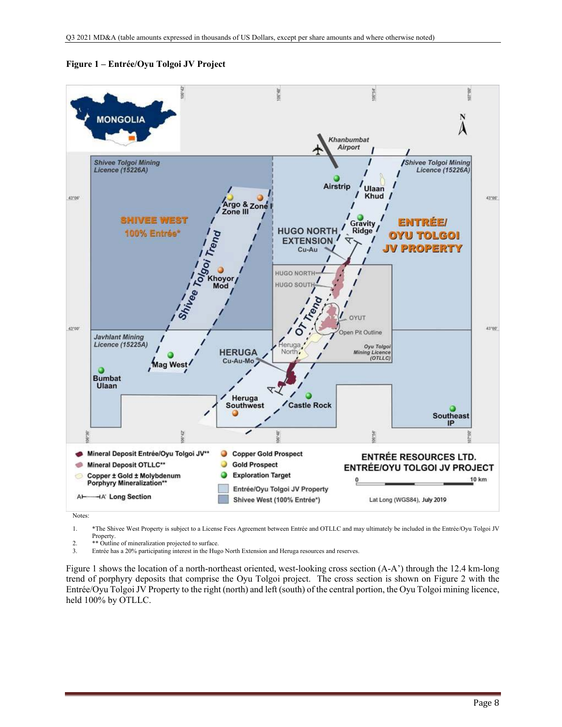**Figure 1 – Entrée/Oyu Tolgoi JV Project**

Notes:

1. *The Shivee West Property is subject to a License Fees Agreement between Entrée and OTLLC and may ultimately be included in the Entrée/Oyu Tolgoi JV Property.
2. ** Outline of mineralization projected to surface.
3. Entrée has a 20% participating interest in the Hugo North Extension and Heruga resources and reserves.

Figure 1 shows the location of a north-northeast oriented, west-looking cross section (A-A') through the 12.4 km-long trend of porphyry deposits that comprise the Oyu Tolgoi project. The cross section is shown on Figure 2 with the Entrée/Oyu Tolgoi JV Property to the right (north) and left (south) of the central portion, the Oyu Tolgoi mining licence, held 100% by OTLLC.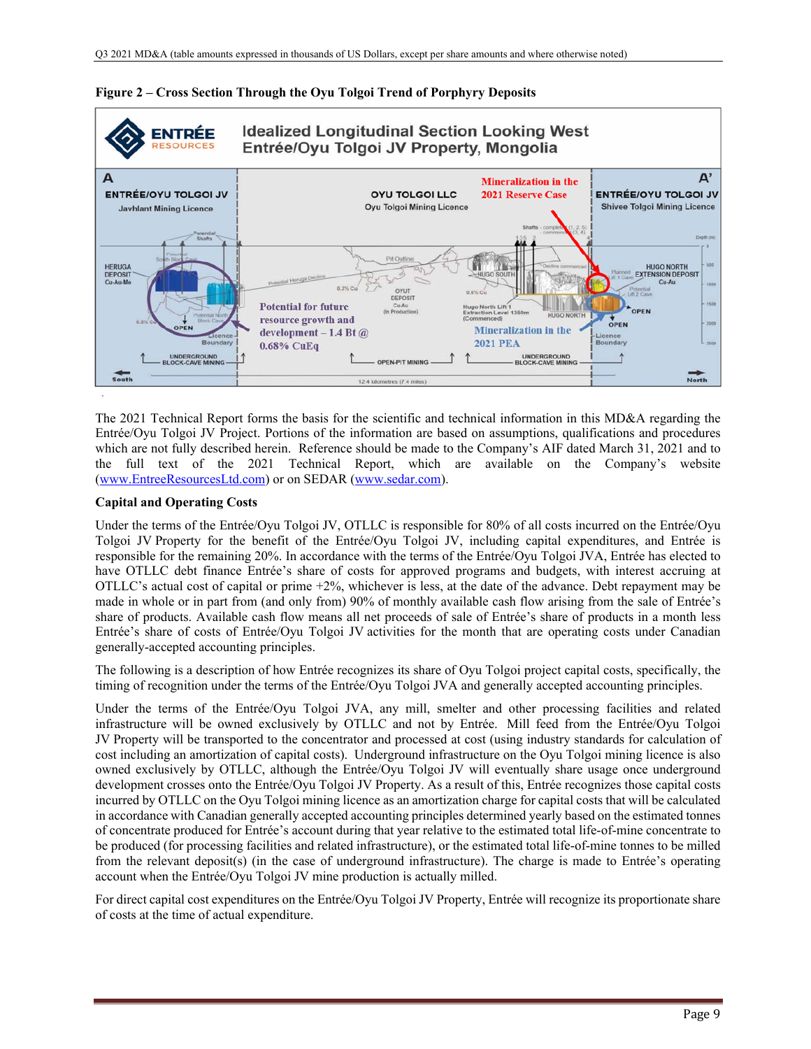**Figure 2 – Cross Section Through the Oyu Tolgoi Trend of Porphyry Deposits**

The 2021 Technical Report forms the basis for the scientific and technical information in this MD&A regarding the Entrée/Oyu Tolgoi JV Project. Portions of the information are based on assumptions, qualifications and procedures which are not fully described herein. Reference should be made to the Company's AIF dated March 31, 2021 and to the full text of the 2021 Technical Report, which are available on the Company's website (www.EntreeResourcesLtd.com) or on SEDAR (www.sedar.com).

**Capital and Operating Costs**

Under the terms of the Entrée/Oyu Tolgoi JV, OTLLC is responsible for 80% of all costs incurred on the Entrée/Oyu Tolgoi JV Property for the benefit of the Entrée/Oyu Tolgoi JV, including capital expenditures, and Entrée is responsible for the remaining 20%. In accordance with the terms of the Entrée/Oyu Tolgoi JVA, Entrée has elected to have OTLLC debt finance Entrée's share of costs for approved programs and budgets, with interest accruing at OTLLC's actual cost of capital or prime +2%, whichever is less, at the date of the advance. Debt repayment may be made in whole or in part from (and only from) 90% of monthly available cash flow arising from the sale of Entrée's share of products. Available cash flow means all net proceeds of sale of Entrée's share of products in a month less Entrée's share of costs of Entrée/Oyu Tolgoi JV activities for the month that are operating costs under Canadian generally-accepted accounting principles.

The following is a description of how Entrée recognizes its share of Oyu Tolgoi project capital costs, specifically, the timing of recognition under the terms of the Entrée/Oyu Tolgoi JVA and generally accepted accounting principles.

Under the terms of the Entrée/Oyu Tolgoi JVA, any mill, smelter and other processing facilities and related infrastructure will be owned exclusively by OTLLC and not by Entrée. Mill feed from the Entrée/Oyu Tolgoi JV Property will be transported to the concentrator and processed at cost (using industry standards for calculation of cost including an amortization of capital costs). Underground infrastructure on the Oyu Tolgoi mining licence is also owned exclusively by OTLLC, although the Entrée/Oyu Tolgoi JV will eventually share usage once underground development crosses onto the Entrée/Oyu Tolgoi JV Property. As a result of this, Entrée recognizes those capital costs incurred by OTLLC on the Oyu Tolgoi mining licence as an amortization charge for capital costs that will be calculated in accordance with Canadian generally accepted accounting principles determined yearly based on the estimated tonnes of concentrate produced for Entrée's account during that year relative to the estimated total life-of-mine concentrate to be produced (for processing facilities and related infrastructure), or the estimated total life-of-mine tonnes to be milled from the relevant deposit(s) (in the case of underground infrastructure). The charge is made to Entrée's operating account when the Entrée/Oyu Tolgoi JV mine production is actually milled.

For direct capital cost expenditures on the Entrée/Oyu Tolgoi JV Property, Entrée will recognize its proportionate share of costs at the time of actual expenditure.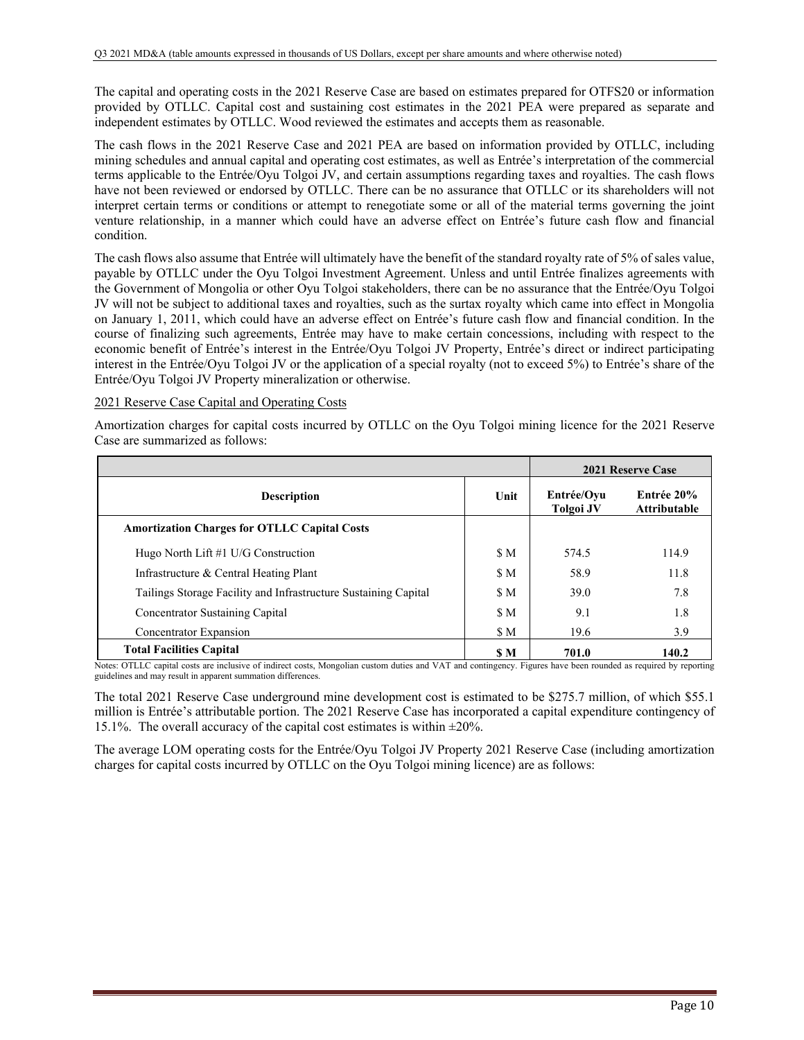The capital and operating costs in the 2021 Reserve Case are based on estimates prepared for OTFS20 or information provided by OTLLC. Capital cost and sustaining cost estimates in the 2021 PEA were prepared as separate and independent estimates by OTLLC. Wood reviewed the estimates and accepts them as reasonable.

The cash flows in the 2021 Reserve Case and 2021 PEA are based on information provided by OTLLC, including mining schedules and annual capital and operating cost estimates, as well as Entrée's interpretation of the commercial terms applicable to the Entrée/Oyu Tolgoi JV, and certain assumptions regarding taxes and royalties. The cash flows have not been reviewed or endorsed by OTLLC. There can be no assurance that OTLLC or its shareholders will not interpret certain terms or conditions or attempt to renegotiate some or all of the material terms governing the joint venture relationship, in a manner which could have an adverse effect on Entrée's future cash flow and financial condition.

The cash flows also assume that Entrée will ultimately have the benefit of the standard royalty rate of 5% of sales value, payable by OTLLC under the Oyu Tolgoi Investment Agreement. Unless and until Entrée finalizes agreements with the Government of Mongolia or other Oyu Tolgoi stakeholders, there can be no assurance that the Entrée/Oyu Tolgoi JV will not be subject to additional taxes and royalties, such as the surtax royalty which came into effect in Mongolia on January 1, 2011, which could have an adverse effect on Entrée's future cash flow and financial condition. In the course of finalizing such agreements, Entrée may have to make certain concessions, including with respect to the economic benefit of Entrée's interest in the Entrée/Oyu Tolgoi JV Property, Entrée's direct or indirect participating interest in the Entrée/Oyu Tolgoi JV or the application of a special royalty (not to exceed 5%) to Entrée's share of the Entrée/Oyu Tolgoi JV Property mineralization or otherwise.

2021 Reserve Case Capital and Operating Costs

Amortization charges for capital costs incurred by OTLLC on the Oyu Tolgoi mining licence for the 2021 Reserve Case are summarized as follows:

| | | 2021 Reserve Case | |
|---|---|---|---|
| **Description** | **Unit** | **Entrée/Oyu Tolgoi JV** | **Entrée 20% Attributable** |
| **Amortization Charges for OTLLC Capital Costs** | | | |
| Hugo North Lift #1 U/G Construction | $ M | 574.5 | 114.9 |
| Infrastructure & Central Heating Plant | $ M | 58.9 | 11.8 |
| Tailings Storage Facility and Infrastructure Sustaining Capital | $ M | 39.0 | 7.8 |
| Concentrator Sustaining Capital | $ M | 9.1 | 1.8 |
| Concentrator Expansion | $ M | 19.6 | 3.9 |
| **Total Facilities Capital** | **$ M** | **701.0** | **140.2** |

Notes: OTLLC capital costs are inclusive of indirect costs, Mongolian custom duties and VAT and contingency. Figures have been rounded as required by reporting guidelines and may result in apparent summation differences.

The total 2021 Reserve Case underground mine development cost is estimated to be $275.7 million, of which $55.1 million is Entrée's attributable portion. The 2021 Reserve Case has incorporated a capital expenditure contingency of 15.1%. The overall accuracy of the capital cost estimates is within ±20%.

The average LOM operating costs for the Entrée/Oyu Tolgoi JV Property 2021 Reserve Case (including amortization charges for capital costs incurred by OTLLC on the Oyu Tolgoi mining licence) are as follows: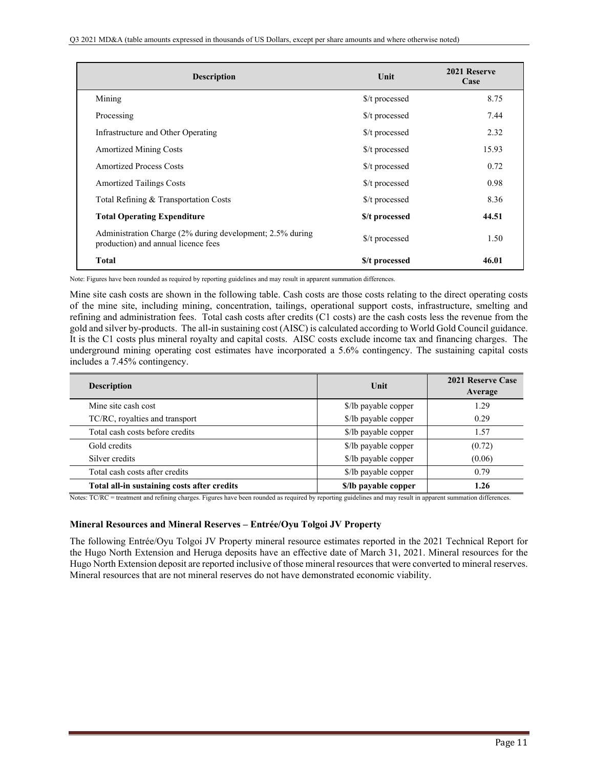| Description | Unit | 2021 Reserve Case |
|---|---|---|
| Mining | $/t processed | 8.75 |
| Processing | $/t processed | 7.44 |
| Infrastructure and Other Operating | $/t processed | 2.32 |
| Amortized Mining Costs | $/t processed | 15.93 |
| Amortized Process Costs | $/t processed | 0.72 |
| Amortized Tailings Costs | $/t processed | 0.98 |
| Total Refining & Transportation Costs | $/t processed | 8.36 |
| **Total Operating Expenditure** | **$/t processed** | **44.51** |
| Administration Charge (2% during development; 2.5% during production) and annual licence fees | $/t processed | 1.50 |
| **Total** | **$/t processed** | **46.01** |

Note: Figures have been rounded as required by reporting guidelines and may result in apparent summation differences.

Mine site cash costs are shown in the following table. Cash costs are those costs relating to the direct operating costs of the mine site, including mining, concentration, tailings, operational support costs, infrastructure, smelting and refining and administration fees. Total cash costs after credits (C1 costs) are the cash costs less the revenue from the gold and silver by-products. The all-in sustaining cost (AISC) is calculated according to World Gold Council guidance. It is the C1 costs plus mineral royalty and capital costs. AISC costs exclude income tax and financing charges. The underground mining operating cost estimates have incorporated a 5.6% contingency. The sustaining capital costs includes a 7.45% contingency.

| Description | Unit | 2021 Reserve Case Average |
|---|---|---|
| Mine site cash cost | $/lb payable copper | 1.29 |
| TC/RC, royalties and transport | $/lb payable copper | 0.29 |
| Total cash costs before credits | $/lb payable copper | 1.57 |
| Gold credits | $/lb payable copper | (0.72) |
| Silver credits | $/lb payable copper | (0.06) |
| Total cash costs after credits | $/lb payable copper | 0.79 |
| **Total all-in sustaining costs after credits** | **$/lb payable copper** | **1.26** |

Notes: TC/RC = treatment and refining charges. Figures have been rounded as required by reporting guidelines and may result in apparent summation differences.

**Mineral Resources and Mineral Reserves – Entrée/Oyu Tolgoi JV Property**

The following Entrée/Oyu Tolgoi JV Property mineral resource estimates reported in the 2021 Technical Report for the Hugo North Extension and Heruga deposits have an effective date of March 31, 2021. Mineral resources for the Hugo North Extension deposit are reported inclusive of those mineral resources that were converted to mineral reserves. Mineral resources that are not mineral reserves do not have demonstrated economic viability.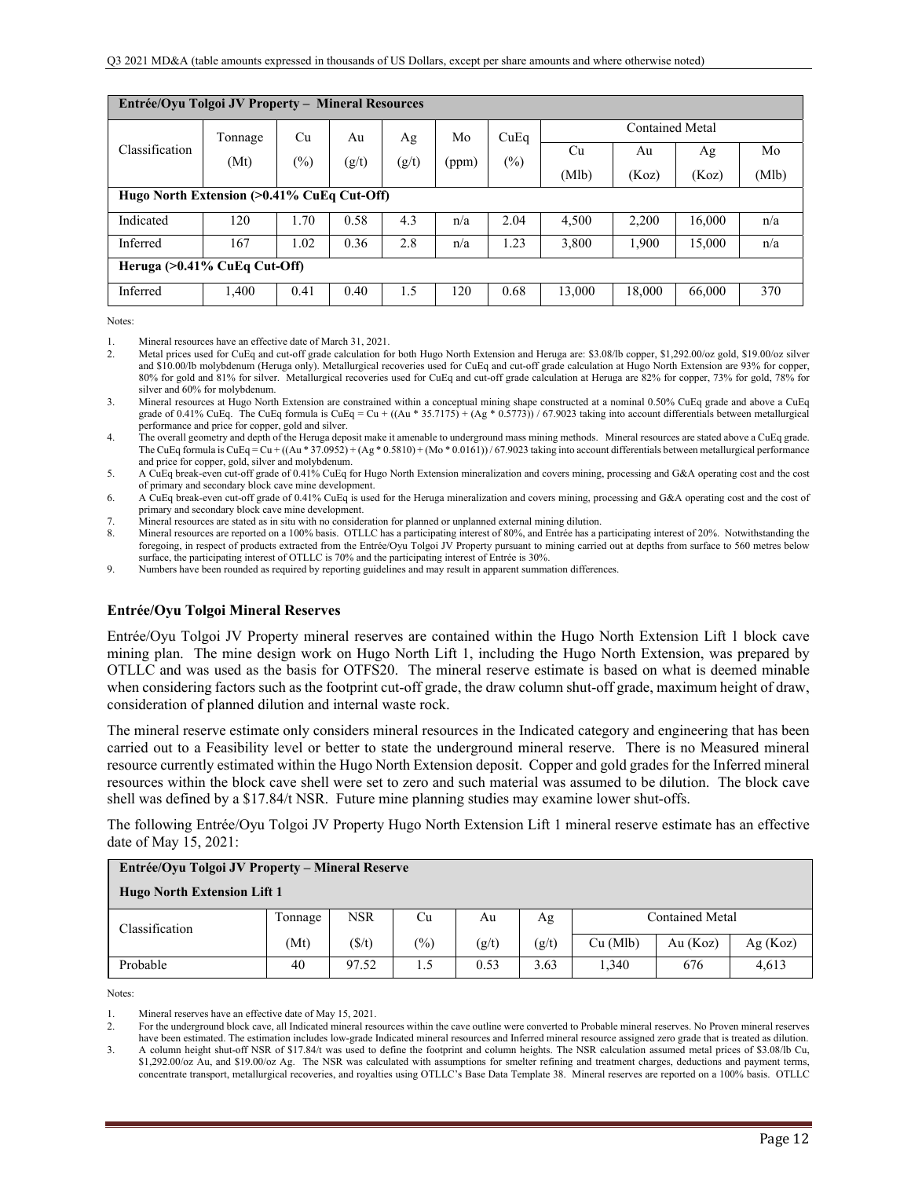| Entrée/Oyu Tolgoi JV Property – Mineral Resources | | | | | | | | | | |
|---|---|---|---|---|---|---|---|---|---|---|
| Classification | Tonnage (Mt) | Cu (%) | Au (g/t) | Ag (g/t) | Mo (ppm) | CuEq (%) | Contained Metal | | | |
| | | | | | | | Cu (Mlb) | Au (Koz) | Ag (Koz) | Mo (Mlb) |
| **Hugo North Extension (>0.41% CuEq Cut-Off)** | | | | | | | | | | |
| Indicated | 120 | 1.70 | 0.58 | 4.3 | n/a | 2.04 | 4,500 | 2,200 | 16,000 | n/a |
| Inferred | 167 | 1.02 | 0.36 | 2.8 | n/a | 1.23 | 3,800 | 1,900 | 15,000 | n/a |
| **Heruga (>0.41% CuEq Cut-Off)** | | | | | | | | | | |
| Inferred | 1,400 | 0.41 | 0.40 | 1.5 | 120 | 0.68 | 13,000 | 18,000 | 66,000 | 370 |

Notes:

1. Mineral resources have an effective date of March 31, 2021.
2. Metal prices used for CuEq and cut-off grade calculation for both Hugo North Extension and Heruga are: $3.08/lb copper, $1,292.00/oz gold, $19.00/oz silver and $10.00/lb molybdenum (Heruga only). Metallurgical recoveries used for CuEq and cut-off grade calculation at Hugo North Extension are 93% for copper, 80% for gold and 81% for silver. Metallurgical recoveries used for CuEq and cut-off grade calculation at Heruga are 82% for copper, 73% for gold, 78% for silver and 60% for molybdenum.
3. Mineral resources at Hugo North Extension are constrained within a conceptual mining shape constructed at a nominal 0.50% CuEq grade and above a CuEq grade of 0.41% CuEq. The CuEq formula is CuEq = Cu + ((Au * 35.7175) + (Ag * 0.5773)) / 67.9023 taking into account differentials between metallurgical performance and price for copper, gold and silver.
4. The overall geometry and depth of the Heruga deposit make it amenable to underground mass mining methods. Mineral resources are stated above a CuEq grade. The CuEq formula is CuEq = Cu + ((Au * 37.0952) + (Ag * 0.5810) + (Mo * 0.0161)) / 67.9023 taking into account differentials between metallurgical performance and price for copper, gold, silver and molybdenum.
5. A CuEq break-even cut-off grade of 0.41% CuEq for Hugo North Extension mineralization and covers mining, processing and G&A operating cost and the cost of primary and secondary block cave mine development.
6. A CuEq break-even cut-off grade of 0.41% CuEq is used for the Heruga mineralization and covers mining, processing and G&A operating cost and the cost of primary and secondary block cave mine development.
7. Mineral resources are stated as in situ with no consideration for planned or unplanned external mining dilution.
8. Mineral resources are reported on a 100% basis. OTLLC has a participating interest of 80%, and Entrée has a participating interest of 20%. Notwithstanding the foregoing, in respect of products extracted from the Entrée/Oyu Tolgoi JV Property pursuant to mining carried out at depths from surface to 560 metres below surface, the participating interest of OTLLC is 70% and the participating interest of Entrée is 30%.
9. Numbers have been rounded as required by reporting guidelines and may result in apparent summation differences.

### Entrée/Oyu Tolgoi Mineral Reserves

Entrée/Oyu Tolgoi JV Property mineral reserves are contained within the Hugo North Extension Lift 1 block cave mining plan. The mine design work on Hugo North Lift 1, including the Hugo North Extension, was prepared by OTLLC and was used as the basis for OTFS20. The mineral reserve estimate is based on what is deemed minable when considering factors such as the footprint cut-off grade, the draw column shut-off grade, maximum height of draw, consideration of planned dilution and internal waste rock.

The mineral reserve estimate only considers mineral resources in the Indicated category and engineering that has been carried out to a Feasibility level or better to state the underground mineral reserve. There is no Measured mineral resource currently estimated within the Hugo North Extension deposit. Copper and gold grades for the Inferred mineral resources within the block cave shell were set to zero and such material was assumed to be dilution. The block cave shell was defined by a $17.84/t NSR. Future mine planning studies may examine lower shut-offs.

The following Entrée/Oyu Tolgoi JV Property Hugo North Extension Lift 1 mineral reserve estimate has an effective date of May 15, 2021:

| Entrée/Oyu Tolgoi JV Property – Mineral Reserve<br>Hugo North Extension Lift 1 | | | | | | | | |
|---|---|---|---|---|---|---|---|---|
| Classification | Tonnage | NSR | Cu | Au | Ag | Contained Metal | | |
| | (Mt) | ($/t) | (%) | (g/t) | (g/t) | Cu (Mlb) | Au (Koz) | Ag (Koz) |
| Probable | 40 | 97.52 | 1.5 | 0.53 | 3.63 | 1,340 | 676 | 4,613 |

Notes:

1. Mineral reserves have an effective date of May 15, 2021.
2. For the underground block cave, all Indicated mineral resources within the cave outline were converted to Probable mineral reserves. No Proven mineral reserves have been estimated. The estimation includes low-grade Indicated mineral resources and Inferred mineral resource assigned zero grade that is treated as dilution.
3. A column height shut-off NSR of $17.84/t was used to define the footprint and column heights. The NSR calculation assumed metal prices of $3.08/lb Cu, $1,292.00/oz Au, and $19.00/oz Ag. The NSR was calculated with assumptions for smelter refining and treatment charges, deductions and payment terms, concentrate transport, metallurgical recoveries, and royalties using OTLLC's Base Data Template 38. Mineral reserves are reported on a 100% basis. OTLLC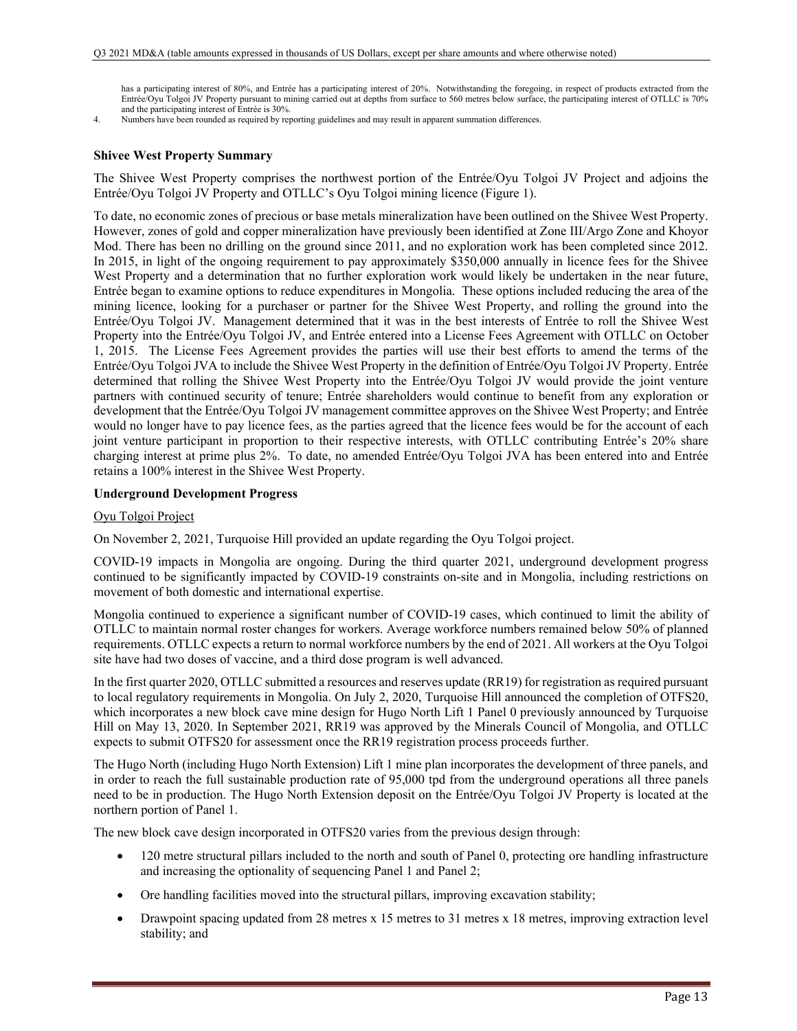has a participating interest of 80%, and Entrée has a participating interest of 20%. Notwithstanding the foregoing, in respect of products extracted from the Entrée/Oyu Tolgoi JV Property pursuant to mining carried out at depths from surface to 560 metres below surface, the participating interest of OTLLC is 70% and the participating interest of Entrée is 30%.

4. Numbers have been rounded as required by reporting guidelines and may result in apparent summation differences.

**Shivee West Property Summary**

The Shivee West Property comprises the northwest portion of the Entrée/Oyu Tolgoi JV Project and adjoins the Entrée/Oyu Tolgoi JV Property and OTLLC's Oyu Tolgoi mining licence (Figure 1).

To date, no economic zones of precious or base metals mineralization have been outlined on the Shivee West Property. However, zones of gold and copper mineralization have previously been identified at Zone III/Argo Zone and Khoyor Mod. There has been no drilling on the ground since 2011, and no exploration work has been completed since 2012. In 2015, in light of the ongoing requirement to pay approximately $350,000 annually in licence fees for the Shivee West Property and a determination that no further exploration work would likely be undertaken in the near future, Entrée began to examine options to reduce expenditures in Mongolia. These options included reducing the area of the mining licence, looking for a purchaser or partner for the Shivee West Property, and rolling the ground into the Entrée/Oyu Tolgoi JV. Management determined that it was in the best interests of Entrée to roll the Shivee West Property into the Entrée/Oyu Tolgoi JV, and Entrée entered into a License Fees Agreement with OTLLC on October 1, 2015. The License Fees Agreement provides the parties will use their best efforts to amend the terms of the Entrée/Oyu Tolgoi JVA to include the Shivee West Property in the definition of Entrée/Oyu Tolgoi JV Property. Entrée determined that rolling the Shivee West Property into the Entrée/Oyu Tolgoi JV would provide the joint venture partners with continued security of tenure; Entrée shareholders would continue to benefit from any exploration or development that the Entrée/Oyu Tolgoi JV management committee approves on the Shivee West Property; and Entrée would no longer have to pay licence fees, as the parties agreed that the licence fees would be for the account of each joint venture participant in proportion to their respective interests, with OTLLC contributing Entrée's 20% share charging interest at prime plus 2%. To date, no amended Entrée/Oyu Tolgoi JVA has been entered into and Entrée retains a 100% interest in the Shivee West Property.

**Underground Development Progress**

Oyu Tolgoi Project

On November 2, 2021, Turquoise Hill provided an update regarding the Oyu Tolgoi project.

COVID-19 impacts in Mongolia are ongoing. During the third quarter 2021, underground development progress continued to be significantly impacted by COVID-19 constraints on-site and in Mongolia, including restrictions on movement of both domestic and international expertise.

Mongolia continued to experience a significant number of COVID-19 cases, which continued to limit the ability of OTLLC to maintain normal roster changes for workers. Average workforce numbers remained below 50% of planned requirements. OTLLC expects a return to normal workforce numbers by the end of 2021. All workers at the Oyu Tolgoi site have had two doses of vaccine, and a third dose program is well advanced.

In the first quarter 2020, OTLLC submitted a resources and reserves update (RR19) for registration as required pursuant to local regulatory requirements in Mongolia. On July 2, 2020, Turquoise Hill announced the completion of OTFS20, which incorporates a new block cave mine design for Hugo North Lift 1 Panel 0 previously announced by Turquoise Hill on May 13, 2020. In September 2021, RR19 was approved by the Minerals Council of Mongolia, and OTLLC expects to submit OTFS20 for assessment once the RR19 registration process proceeds further.

The Hugo North (including Hugo North Extension) Lift 1 mine plan incorporates the development of three panels, and in order to reach the full sustainable production rate of 95,000 tpd from the underground operations all three panels need to be in production. The Hugo North Extension deposit on the Entrée/Oyu Tolgoi JV Property is located at the northern portion of Panel 1.

The new block cave design incorporated in OTFS20 varies from the previous design through:

- 120 metre structural pillars included to the north and south of Panel 0, protecting ore handling infrastructure and increasing the optionality of sequencing Panel 1 and Panel 2;
- Ore handling facilities moved into the structural pillars, improving excavation stability;
- Drawpoint spacing updated from 28 metres x 15 metres to 31 metres x 18 metres, improving extraction level stability; and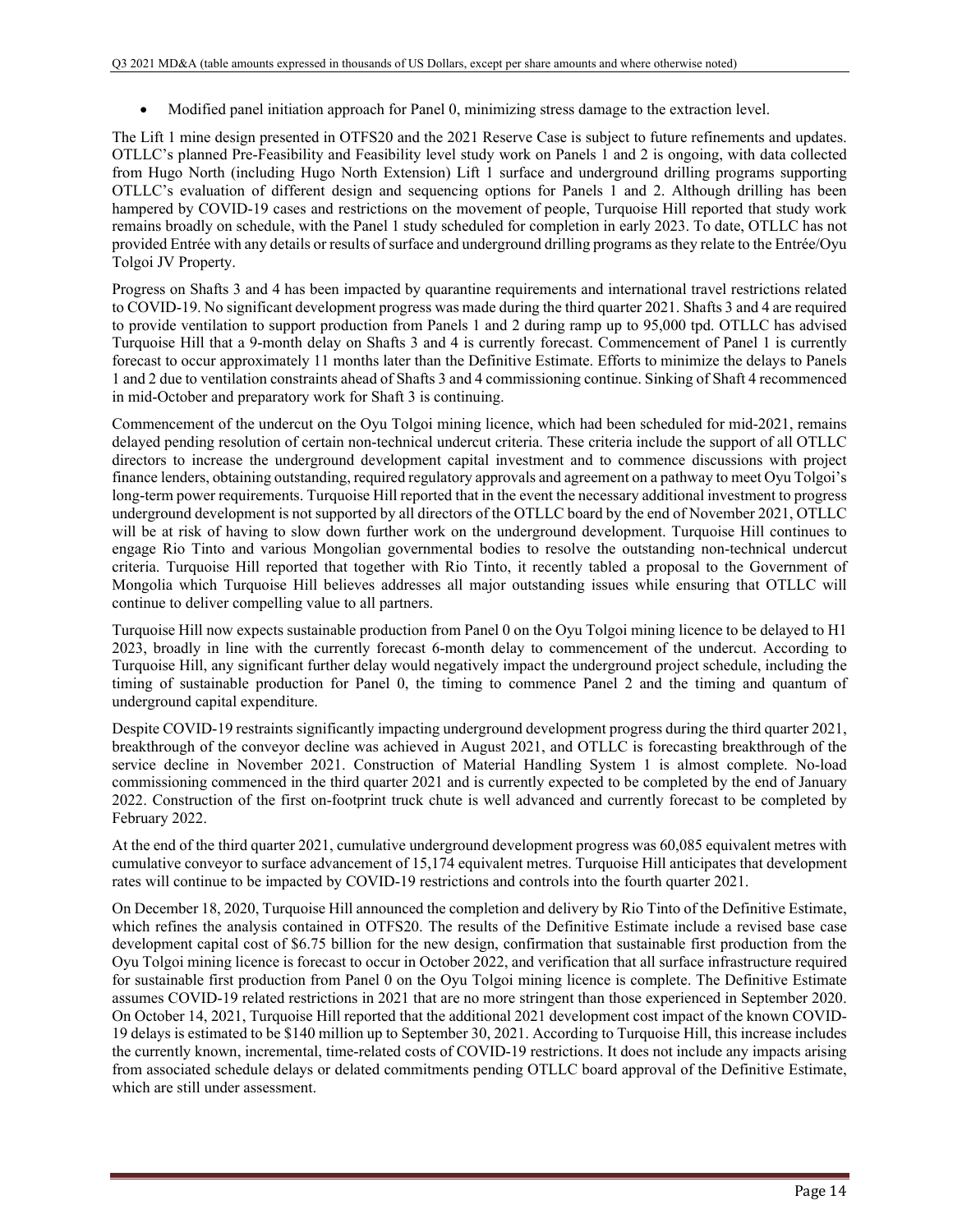- Modified panel initiation approach for Panel 0, minimizing stress damage to the extraction level.

The Lift 1 mine design presented in OTFS20 and the 2021 Reserve Case is subject to future refinements and updates. OTLLC's planned Pre-Feasibility and Feasibility level study work on Panels 1 and 2 is ongoing, with data collected from Hugo North (including Hugo North Extension) Lift 1 surface and underground drilling programs supporting OTLLC's evaluation of different design and sequencing options for Panels 1 and 2. Although drilling has been hampered by COVID-19 cases and restrictions on the movement of people, Turquoise Hill reported that study work remains broadly on schedule, with the Panel 1 study scheduled for completion in early 2023. To date, OTLLC has not provided Entrée with any details or results of surface and underground drilling programs as they relate to the Entrée/Oyu Tolgoi JV Property.

Progress on Shafts 3 and 4 has been impacted by quarantine requirements and international travel restrictions related to COVID-19. No significant development progress was made during the third quarter 2021. Shafts 3 and 4 are required to provide ventilation to support production from Panels 1 and 2 during ramp up to 95,000 tpd. OTLLC has advised Turquoise Hill that a 9-month delay on Shafts 3 and 4 is currently forecast. Commencement of Panel 1 is currently forecast to occur approximately 11 months later than the Definitive Estimate. Efforts to minimize the delays to Panels 1 and 2 due to ventilation constraints ahead of Shafts 3 and 4 commissioning continue. Sinking of Shaft 4 recommenced in mid-October and preparatory work for Shaft 3 is continuing.

Commencement of the undercut on the Oyu Tolgoi mining licence, which had been scheduled for mid-2021, remains delayed pending resolution of certain non-technical undercut criteria. These criteria include the support of all OTLLC directors to increase the underground development capital investment and to commence discussions with project finance lenders, obtaining outstanding, required regulatory approvals and agreement on a pathway to meet Oyu Tolgoi's long-term power requirements. Turquoise Hill reported that in the event the necessary additional investment to progress underground development is not supported by all directors of the OTLLC board by the end of November 2021, OTLLC will be at risk of having to slow down further work on the underground development. Turquoise Hill continues to engage Rio Tinto and various Mongolian governmental bodies to resolve the outstanding non-technical undercut criteria. Turquoise Hill reported that together with Rio Tinto, it recently tabled a proposal to the Government of Mongolia which Turquoise Hill believes addresses all major outstanding issues while ensuring that OTLLC will continue to deliver compelling value to all partners.

Turquoise Hill now expects sustainable production from Panel 0 on the Oyu Tolgoi mining licence to be delayed to H1 2023, broadly in line with the currently forecast 6-month delay to commencement of the undercut. According to Turquoise Hill, any significant further delay would negatively impact the underground project schedule, including the timing of sustainable production for Panel 0, the timing to commence Panel 2 and the timing and quantum of underground capital expenditure.

Despite COVID-19 restraints significantly impacting underground development progress during the third quarter 2021, breakthrough of the conveyor decline was achieved in August 2021, and OTLLC is forecasting breakthrough of the service decline in November 2021. Construction of Material Handling System 1 is almost complete. No-load commissioning commenced in the third quarter 2021 and is currently expected to be completed by the end of January 2022. Construction of the first on-footprint truck chute is well advanced and currently forecast to be completed by February 2022.

At the end of the third quarter 2021, cumulative underground development progress was 60,085 equivalent metres with cumulative conveyor to surface advancement of 15,174 equivalent metres. Turquoise Hill anticipates that development rates will continue to be impacted by COVID-19 restrictions and controls into the fourth quarter 2021.

On December 18, 2020, Turquoise Hill announced the completion and delivery by Rio Tinto of the Definitive Estimate, which refines the analysis contained in OTFS20. The results of the Definitive Estimate include a revised base case development capital cost of $6.75 billion for the new design, confirmation that sustainable first production from the Oyu Tolgoi mining licence is forecast to occur in October 2022, and verification that all surface infrastructure required for sustainable first production from Panel 0 on the Oyu Tolgoi mining licence is complete. The Definitive Estimate assumes COVID-19 related restrictions in 2021 that are no more stringent than those experienced in September 2020. On October 14, 2021, Turquoise Hill reported that the additional 2021 development cost impact of the known COVID-19 delays is estimated to be $140 million up to September 30, 2021. According to Turquoise Hill, this increase includes the currently known, incremental, time-related costs of COVID-19 restrictions. It does not include any impacts arising from associated schedule delays or delated commitments pending OTLLC board approval of the Definitive Estimate, which are still under assessment.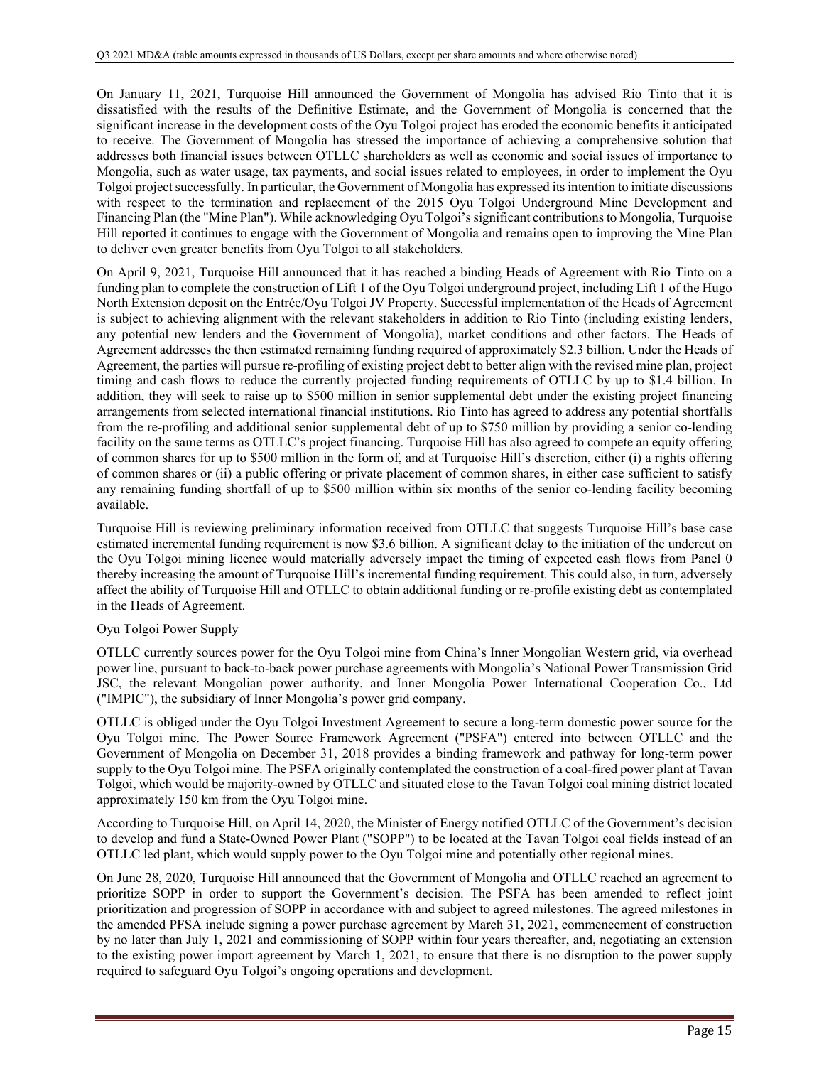On January 11, 2021, Turquoise Hill announced the Government of Mongolia has advised Rio Tinto that it is dissatisfied with the results of the Definitive Estimate, and the Government of Mongolia is concerned that the significant increase in the development costs of the Oyu Tolgoi project has eroded the economic benefits it anticipated to receive. The Government of Mongolia has stressed the importance of achieving a comprehensive solution that addresses both financial issues between OTLLC shareholders as well as economic and social issues of importance to Mongolia, such as water usage, tax payments, and social issues related to employees, in order to implement the Oyu Tolgoi project successfully. In particular, the Government of Mongolia has expressed its intention to initiate discussions with respect to the termination and replacement of the 2015 Oyu Tolgoi Underground Mine Development and Financing Plan (the "Mine Plan"). While acknowledging Oyu Tolgoi's significant contributions to Mongolia, Turquoise Hill reported it continues to engage with the Government of Mongolia and remains open to improving the Mine Plan to deliver even greater benefits from Oyu Tolgoi to all stakeholders.

On April 9, 2021, Turquoise Hill announced that it has reached a binding Heads of Agreement with Rio Tinto on a funding plan to complete the construction of Lift 1 of the Oyu Tolgoi underground project, including Lift 1 of the Hugo North Extension deposit on the Entrée/Oyu Tolgoi JV Property. Successful implementation of the Heads of Agreement is subject to achieving alignment with the relevant stakeholders in addition to Rio Tinto (including existing lenders, any potential new lenders and the Government of Mongolia), market conditions and other factors. The Heads of Agreement addresses the then estimated remaining funding required of approximately $2.3 billion. Under the Heads of Agreement, the parties will pursue re-profiling of existing project debt to better align with the revised mine plan, project timing and cash flows to reduce the currently projected funding requirements of OTLLC by up to $1.4 billion. In addition, they will seek to raise up to $500 million in senior supplemental debt under the existing project financing arrangements from selected international financial institutions. Rio Tinto has agreed to address any potential shortfalls from the re-profiling and additional senior supplemental debt of up to $750 million by providing a senior co-lending facility on the same terms as OTLLC's project financing. Turquoise Hill has also agreed to compete an equity offering of common shares for up to $500 million in the form of, and at Turquoise Hill's discretion, either (i) a rights offering of common shares or (ii) a public offering or private placement of common shares, in either case sufficient to satisfy any remaining funding shortfall of up to $500 million within six months of the senior co-lending facility becoming available.

Turquoise Hill is reviewing preliminary information received from OTLLC that suggests Turquoise Hill's base case estimated incremental funding requirement is now $3.6 billion. A significant delay to the initiation of the undercut on the Oyu Tolgoi mining licence would materially adversely impact the timing of expected cash flows from Panel 0 thereby increasing the amount of Turquoise Hill's incremental funding requirement. This could also, in turn, adversely affect the ability of Turquoise Hill and OTLLC to obtain additional funding or re-profile existing debt as contemplated in the Heads of Agreement.

Oyu Tolgoi Power Supply

OTLLC currently sources power for the Oyu Tolgoi mine from China's Inner Mongolian Western grid, via overhead power line, pursuant to back-to-back power purchase agreements with Mongolia's National Power Transmission Grid JSC, the relevant Mongolian power authority, and Inner Mongolia Power International Cooperation Co., Ltd ("IMPIC"), the subsidiary of Inner Mongolia's power grid company.

OTLLC is obliged under the Oyu Tolgoi Investment Agreement to secure a long-term domestic power source for the Oyu Tolgoi mine. The Power Source Framework Agreement ("PSFA") entered into between OTLLC and the Government of Mongolia on December 31, 2018 provides a binding framework and pathway for long-term power supply to the Oyu Tolgoi mine. The PSFA originally contemplated the construction of a coal-fired power plant at Tavan Tolgoi, which would be majority-owned by OTLLC and situated close to the Tavan Tolgoi coal mining district located approximately 150 km from the Oyu Tolgoi mine.

According to Turquoise Hill, on April 14, 2020, the Minister of Energy notified OTLLC of the Government's decision to develop and fund a State-Owned Power Plant ("SOPP") to be located at the Tavan Tolgoi coal fields instead of an OTLLC led plant, which would supply power to the Oyu Tolgoi mine and potentially other regional mines.

On June 28, 2020, Turquoise Hill announced that the Government of Mongolia and OTLLC reached an agreement to prioritize SOPP in order to support the Government's decision. The PSFA has been amended to reflect joint prioritization and progression of SOPP in accordance with and subject to agreed milestones. The agreed milestones in the amended PFSA include signing a power purchase agreement by March 31, 2021, commencement of construction by no later than July 1, 2021 and commissioning of SOPP within four years thereafter, and, negotiating an extension to the existing power import agreement by March 1, 2021, to ensure that there is no disruption to the power supply required to safeguard Oyu Tolgoi's ongoing operations and development.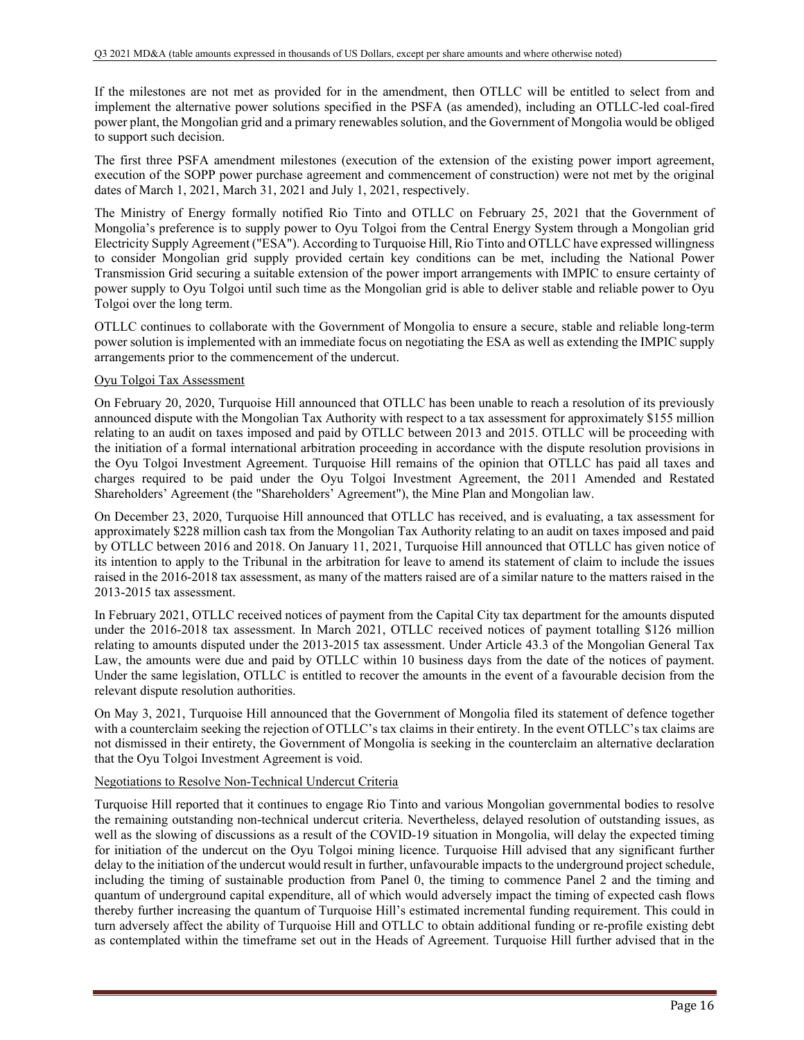If the milestones are not met as provided for in the amendment, then OTLLC will be entitled to select from and implement the alternative power solutions specified in the PSFA (as amended), including an OTLLC-led coal-fired power plant, the Mongolian grid and a primary renewables solution, and the Government of Mongolia would be obliged to support such decision.

The first three PSFA amendment milestones (execution of the extension of the existing power import agreement, execution of the SOPP power purchase agreement and commencement of construction) were not met by the original dates of March 1, 2021, March 31, 2021 and July 1, 2021, respectively.

The Ministry of Energy formally notified Rio Tinto and OTLLC on February 25, 2021 that the Government of Mongolia's preference is to supply power to Oyu Tolgoi from the Central Energy System through a Mongolian grid Electricity Supply Agreement ("ESA"). According to Turquoise Hill, Rio Tinto and OTLLC have expressed willingness to consider Mongolian grid supply provided certain key conditions can be met, including the National Power Transmission Grid securing a suitable extension of the power import arrangements with IMPIC to ensure certainty of power supply to Oyu Tolgoi until such time as the Mongolian grid is able to deliver stable and reliable power to Oyu Tolgoi over the long term.

OTLLC continues to collaborate with the Government of Mongolia to ensure a secure, stable and reliable long-term power solution is implemented with an immediate focus on negotiating the ESA as well as extending the IMPIC supply arrangements prior to the commencement of the undercut.

Oyu Tolgoi Tax Assessment

On February 20, 2020, Turquoise Hill announced that OTLLC has been unable to reach a resolution of its previously announced dispute with the Mongolian Tax Authority with respect to a tax assessment for approximately $155 million relating to an audit on taxes imposed and paid by OTLLC between 2013 and 2015. OTLLC will be proceeding with the initiation of a formal international arbitration proceeding in accordance with the dispute resolution provisions in the Oyu Tolgoi Investment Agreement. Turquoise Hill remains of the opinion that OTLLC has paid all taxes and charges required to be paid under the Oyu Tolgoi Investment Agreement, the 2011 Amended and Restated Shareholders' Agreement (the "Shareholders' Agreement"), the Mine Plan and Mongolian law.

On December 23, 2020, Turquoise Hill announced that OTLLC has received, and is evaluating, a tax assessment for approximately $228 million cash tax from the Mongolian Tax Authority relating to an audit on taxes imposed and paid by OTLLC between 2016 and 2018. On January 11, 2021, Turquoise Hill announced that OTLLC has given notice of its intention to apply to the Tribunal in the arbitration for leave to amend its statement of claim to include the issues raised in the 2016-2018 tax assessment, as many of the matters raised are of a similar nature to the matters raised in the 2013-2015 tax assessment.

In February 2021, OTLLC received notices of payment from the Capital City tax department for the amounts disputed under the 2016-2018 tax assessment. In March 2021, OTLLC received notices of payment totalling $126 million relating to amounts disputed under the 2013-2015 tax assessment. Under Article 43.3 of the Mongolian General Tax Law, the amounts were due and paid by OTLLC within 10 business days from the date of the notices of payment. Under the same legislation, OTLLC is entitled to recover the amounts in the event of a favourable decision from the relevant dispute resolution authorities.

On May 3, 2021, Turquoise Hill announced that the Government of Mongolia filed its statement of defence together with a counterclaim seeking the rejection of OTLLC's tax claims in their entirety. In the event OTLLC's tax claims are not dismissed in their entirety, the Government of Mongolia is seeking in the counterclaim an alternative declaration that the Oyu Tolgoi Investment Agreement is void.

Negotiations to Resolve Non-Technical Undercut Criteria

Turquoise Hill reported that it continues to engage Rio Tinto and various Mongolian governmental bodies to resolve the remaining outstanding non-technical undercut criteria. Nevertheless, delayed resolution of outstanding issues, as well as the slowing of discussions as a result of the COVID-19 situation in Mongolia, will delay the expected timing for initiation of the undercut on the Oyu Tolgoi mining licence. Turquoise Hill advised that any significant further delay to the initiation of the undercut would result in further, unfavourable impacts to the underground project schedule, including the timing of sustainable production from Panel 0, the timing to commence Panel 2 and the timing and quantum of underground capital expenditure, all of which would adversely impact the timing of expected cash flows thereby further increasing the quantum of Turquoise Hill's estimated incremental funding requirement. This could in turn adversely affect the ability of Turquoise Hill and OTLLC to obtain additional funding or re-profile existing debt as contemplated within the timeframe set out in the Heads of Agreement. Turquoise Hill further advised that in the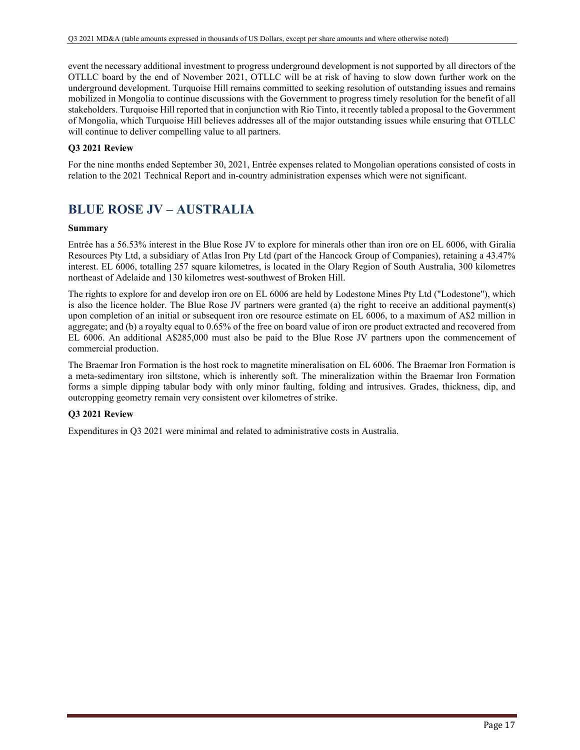event the necessary additional investment to progress underground development is not supported by all directors of the OTLLC board by the end of November 2021, OTLLC will be at risk of having to slow down further work on the underground development. Turquoise Hill remains committed to seeking resolution of outstanding issues and remains mobilized in Mongolia to continue discussions with the Government to progress timely resolution for the benefit of all stakeholders. Turquoise Hill reported that in conjunction with Rio Tinto, it recently tabled a proposal to the Government of Mongolia, which Turquoise Hill believes addresses all of the major outstanding issues while ensuring that OTLLC will continue to deliver compelling value to all partners.

**Q3 2021 Review**

For the nine months ended September 30, 2021, Entrée expenses related to Mongolian operations consisted of costs in relation to the 2021 Technical Report and in-country administration expenses which were not significant.

# BLUE ROSE JV – AUSTRALIA

**Summary**

Entrée has a 56.53% interest in the Blue Rose JV to explore for minerals other than iron ore on EL 6006, with Giralia Resources Pty Ltd, a subsidiary of Atlas Iron Pty Ltd (part of the Hancock Group of Companies), retaining a 43.47% interest. EL 6006, totalling 257 square kilometres, is located in the Olary Region of South Australia, 300 kilometres northeast of Adelaide and 130 kilometres west-southwest of Broken Hill.

The rights to explore for and develop iron ore on EL 6006 are held by Lodestone Mines Pty Ltd ("Lodestone"), which is also the licence holder. The Blue Rose JV partners were granted (a) the right to receive an additional payment(s) upon completion of an initial or subsequent iron ore resource estimate on EL 6006, to a maximum of A$2 million in aggregate; and (b) a royalty equal to 0.65% of the free on board value of iron ore product extracted and recovered from EL 6006. An additional A$285,000 must also be paid to the Blue Rose JV partners upon the commencement of commercial production.

The Braemar Iron Formation is the host rock to magnetite mineralisation on EL 6006. The Braemar Iron Formation is a meta-sedimentary iron siltstone, which is inherently soft. The mineralization within the Braemar Iron Formation forms a simple dipping tabular body with only minor faulting, folding and intrusives. Grades, thickness, dip, and outcropping geometry remain very consistent over kilometres of strike.

**Q3 2021 Review**

Expenditures in Q3 2021 were minimal and related to administrative costs in Australia.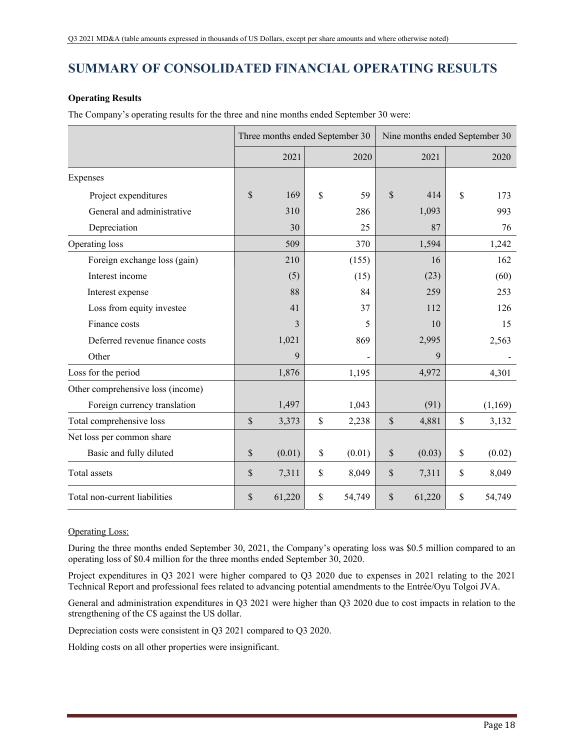# SUMMARY OF CONSOLIDATED FINANCIAL OPERATING RESULTS

**Operating Results**

The Company's operating results for the three and nine months ended September 30 were:

| | Three months ended September 30 | | Nine months ended September 30 | |
|---|---|---|---|---|
| | 2021 | 2020 | 2021 | 2020 |
| Expenses | | | | |
| Project expenditures | $ 169 | $ 59 | $ 414 | $ 173 |
| General and administrative | 310 | 286 | 1,093 | 993 |
| Depreciation | 30 | 25 | 87 | 76 |
| Operating loss | 509 | 370 | 1,594 | 1,242 |
| Foreign exchange loss (gain) | 210 | (155) | 16 | 162 |
| Interest income | (5) | (15) | (23) | (60) |
| Interest expense | 88 | 84 | 259 | 253 |
| Loss from equity investee | 41 | 37 | 112 | 126 |
| Finance costs | 3 | 5 | 10 | 15 |
| Deferred revenue finance costs | 1,021 | 869 | 2,995 | 2,563 |
| Other | 9 | - | 9 | - |
| Loss for the period | 1,876 | 1,195 | 4,972 | 4,301 |
| Other comprehensive loss (income) | | | | |
| Foreign currency translation | 1,497 | 1,043 | (91) | (1,169) |
| Total comprehensive loss | $ 3,373 | $ 2,238 | $ 4,881 | $ 3,132 |
| Net loss per common share | | | | |
| Basic and fully diluted | $ (0.01) | $ (0.01) | $ (0.03) | $ (0.02) |
| Total assets | $ 7,311 | $ 8,049 | $ 7,311 | $ 8,049 |
| Total non-current liabilities | $ 61,220 | $ 54,749 | $ 61,220 | $ 54,749 |

Operating Loss:

During the three months ended September 30, 2021, the Company's operating loss was $0.5 million compared to an operating loss of $0.4 million for the three months ended September 30, 2020.

Project expenditures in Q3 2021 were higher compared to Q3 2020 due to expenses in 2021 relating to the 2021 Technical Report and professional fees related to advancing potential amendments to the Entrée/Oyu Tolgoi JVA.

General and administration expenditures in Q3 2021 were higher than Q3 2020 due to cost impacts in relation to the strengthening of the C$ against the US dollar.

Depreciation costs were consistent in Q3 2021 compared to Q3 2020.

Holding costs on all other properties were insignificant.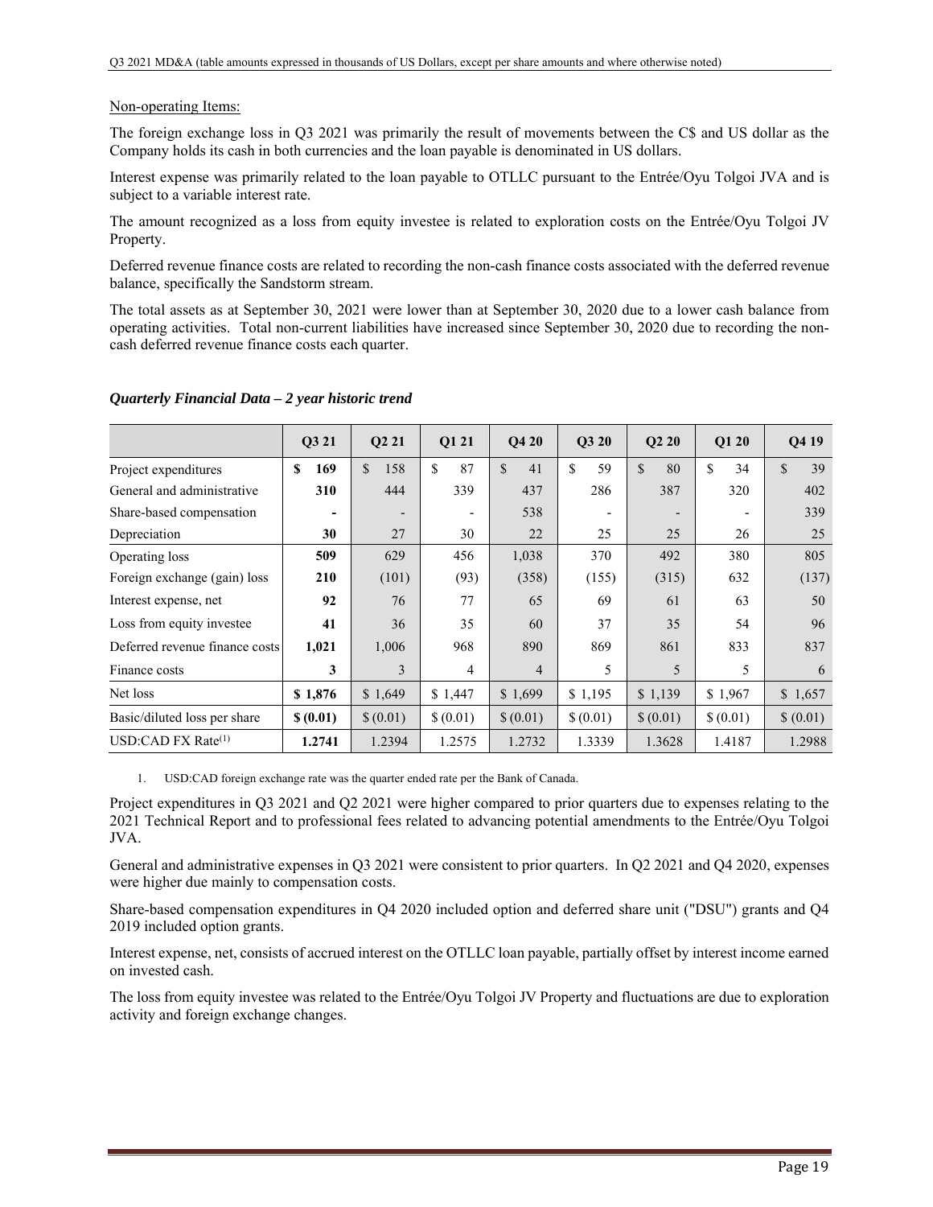Non-operating Items:

The foreign exchange loss in Q3 2021 was primarily the result of movements between the C$ and US dollar as the Company holds its cash in both currencies and the loan payable is denominated in US dollars.

Interest expense was primarily related to the loan payable to OTLLC pursuant to the Entrée/Oyu Tolgoi JVA and is subject to a variable interest rate.

The amount recognized as a loss from equity investee is related to exploration costs on the Entrée/Oyu Tolgoi JV Property.

Deferred revenue finance costs are related to recording the non-cash finance costs associated with the deferred revenue balance, specifically the Sandstorm stream.

The total assets as at September 30, 2021 were lower than at September 30, 2020 due to a lower cash balance from operating activities. Total non-current liabilities have increased since September 30, 2020 due to recording the non-cash deferred revenue finance costs each quarter.

### *Quarterly Financial Data – 2 year historic trend*

| | Q3 21 | Q2 21 | Q1 21 | Q4 20 | Q3 20 | Q2 20 | Q1 20 | Q4 19 |
|---|---|---|---|---|---|---|---|---|
| Project expenditures | **$ 169** | $ 158 | $ 87 | $ 41 | $ 59 | $ 80 | $ 34 | $ 39 |
| General and administrative | **310** | 444 | 339 | 437 | 286 | 387 | 320 | 402 |
| Share-based compensation | **-** | - | - | 538 | - | - | - | 339 |
| Depreciation | **30** | 27 | 30 | 22 | 25 | 25 | 26 | 25 |
| Operating loss | **509** | 629 | 456 | 1,038 | 370 | 492 | 380 | 805 |
| Foreign exchange (gain) loss | **210** | (101) | (93) | (358) | (155) | (315) | 632 | (137) |
| Interest expense, net | **92** | 76 | 77 | 65 | 69 | 61 | 63 | 50 |
| Loss from equity investee | **41** | 36 | 35 | 60 | 37 | 35 | 54 | 96 |
| Deferred revenue finance costs | **1,021** | 1,006 | 968 | 890 | 869 | 861 | 833 | 837 |
| Finance costs | **3** | 3 | 4 | 4 | 5 | 5 | 5 | 6 |
| Net loss | **$ 1,876** | $ 1,649 | $ 1,447 | $ 1,699 | $ 1,195 | $ 1,139 | $ 1,967 | $ 1,657 |
| Basic/diluted loss per share | **$ (0.01)** | $ (0.01) | $ (0.01) | $ (0.01) | $ (0.01) | $ (0.01) | $ (0.01) | $ (0.01) |
| USD:CAD FX Rate[(1)] | **1.2741** | 1.2394 | 1.2575 | 1.2732 | 1.3339 | 1.3628 | 1.4187 | 1.2988 |

1. USD:CAD foreign exchange rate was the quarter ended rate per the Bank of Canada.

Project expenditures in Q3 2021 and Q2 2021 were higher compared to prior quarters due to expenses relating to the 2021 Technical Report and to professional fees related to advancing potential amendments to the Entrée/Oyu Tolgoi JVA.

General and administrative expenses in Q3 2021 were consistent to prior quarters. In Q2 2021 and Q4 2020, expenses were higher due mainly to compensation costs.

Share-based compensation expenditures in Q4 2020 included option and deferred share unit ("DSU") grants and Q4 2019 included option grants.

Interest expense, net, consists of accrued interest on the OTLLC loan payable, partially offset by interest income earned on invested cash.

The loss from equity investee was related to the Entrée/Oyu Tolgoi JV Property and fluctuations are due to exploration activity and foreign exchange changes.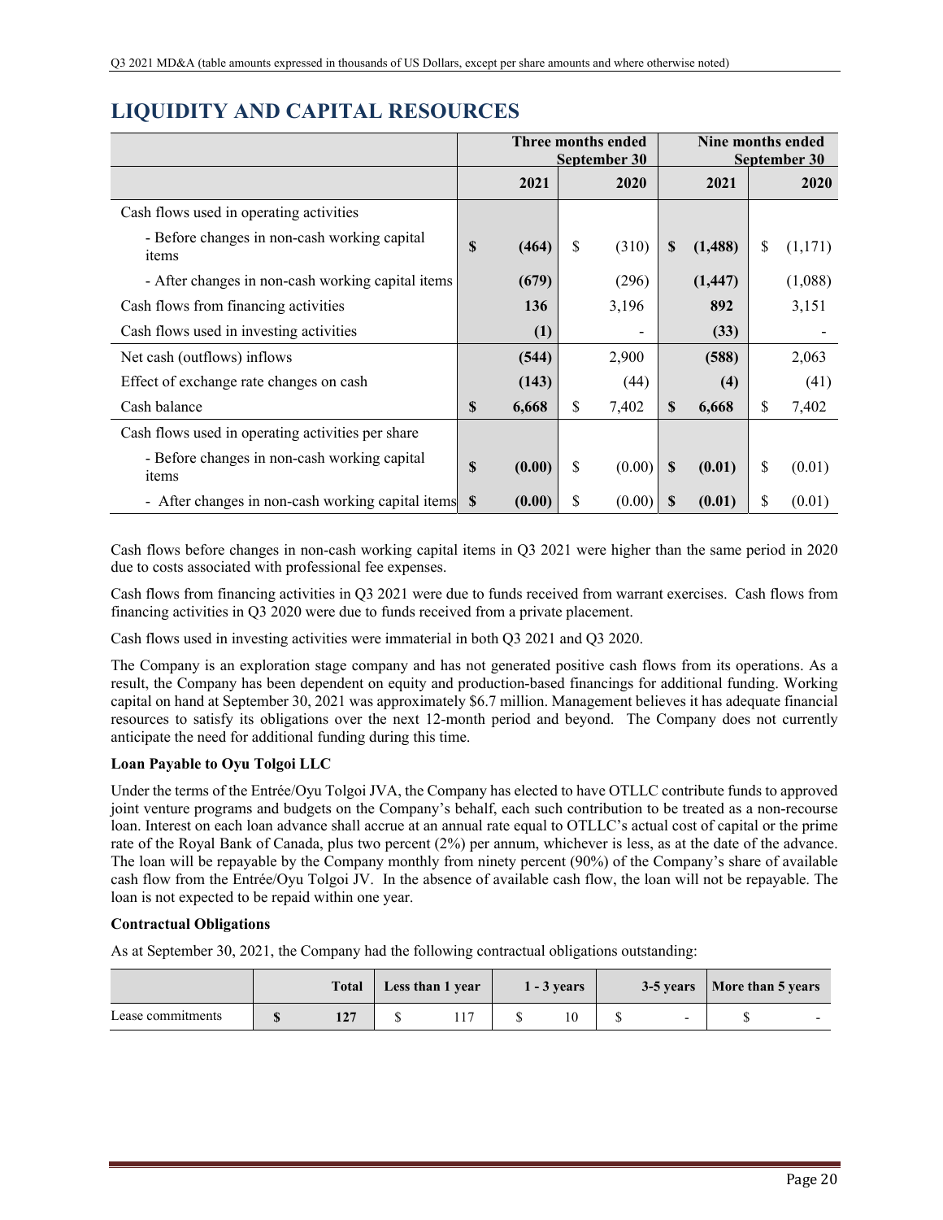## LIQUIDITY AND CAPITAL RESOURCES

| | Three months ended September 30 | | Nine months ended September 30 | |
|---|---|---|---|---|
| | **2021** | 2020 | **2021** | 2020 |
| Cash flows used in operating activities | | | | |
| - Before changes in non-cash working capital items | **$ (464)** | $ (310) | **$ (1,488)** | $ (1,171) |
| - After changes in non-cash working capital items | **(679)** | (296) | **(1,447)** | (1,088) |
| Cash flows from financing activities | **136** | 3,196 | **892** | 3,151 |
| Cash flows used in investing activities | **(1)** | - | **(33)** | - |
| Net cash (outflows) inflows | **(544)** | 2,900 | **(588)** | 2,063 |
| Effect of exchange rate changes on cash | **(143)** | (44) | **(4)** | (41) |
| Cash balance | **$ 6,668** | $ 7,402 | **$ 6,668** | $ 7,402 |
| Cash flows used in operating activities per share | | | | |
| - Before changes in non-cash working capital items | **$ (0.00)** | $ (0.00) | **$ (0.01)** | $ (0.01) |
| - After changes in non-cash working capital items | **$ (0.00)** | $ (0.00) | **$ (0.01)** | $ (0.01) |

Cash flows before changes in non-cash working capital items in Q3 2021 were higher than the same period in 2020 due to costs associated with professional fee expenses.

Cash flows from financing activities in Q3 2021 were due to funds received from warrant exercises. Cash flows from financing activities in Q3 2020 were due to funds received from a private placement.

Cash flows used in investing activities were immaterial in both Q3 2021 and Q3 2020.

The Company is an exploration stage company and has not generated positive cash flows from its operations. As a result, the Company has been dependent on equity and production-based financings for additional funding. Working capital on hand at September 30, 2021 was approximately $6.7 million. Management believes it has adequate financial resources to satisfy its obligations over the next 12-month period and beyond. The Company does not currently anticipate the need for additional funding during this time.

**Loan Payable to Oyu Tolgoi LLC**

Under the terms of the Entrée/Oyu Tolgoi JVA, the Company has elected to have OTLLC contribute funds to approved joint venture programs and budgets on the Company's behalf, each such contribution to be treated as a non-recourse loan. Interest on each loan advance shall accrue at an annual rate equal to OTLLC's actual cost of capital or the prime rate of the Royal Bank of Canada, plus two percent (2%) per annum, whichever is less, as at the date of the advance. The loan will be repayable by the Company monthly from ninety percent (90%) of the Company's share of available cash flow from the Entrée/Oyu Tolgoi JV. In the absence of available cash flow, the loan will not be repayable. The loan is not expected to be repaid within one year.

**Contractual Obligations**

As at September 30, 2021, the Company had the following contractual obligations outstanding:

| | Total | Less than 1 year | 1 - 3 years | 3-5 years | More than 5 years |
|---|---|---|---|---|---|
| Lease commitments | **$ 127** | $ 117 | $ 10 | $ - | $ - |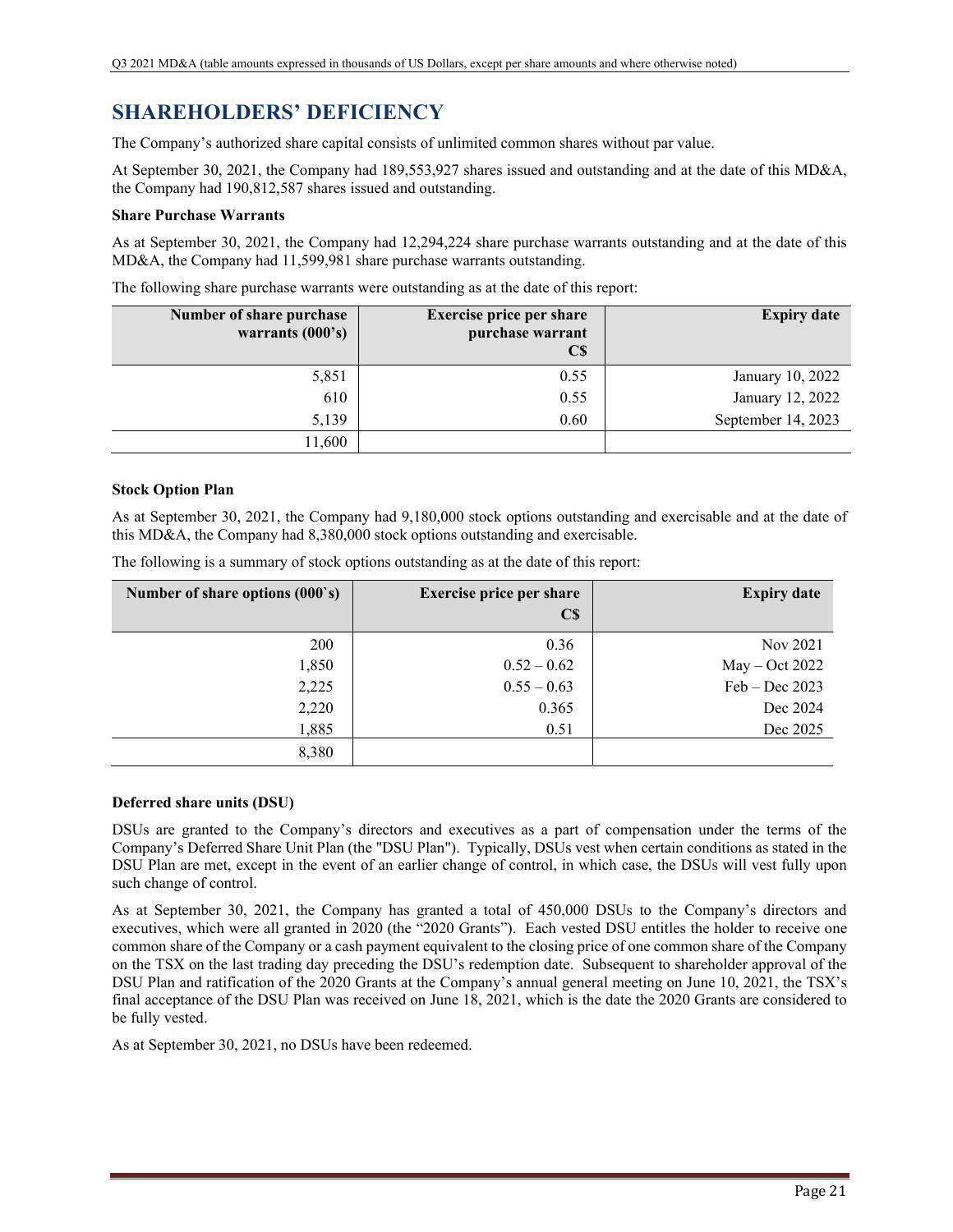# SHAREHOLDERS' DEFICIENCY

The Company's authorized share capital consists of unlimited common shares without par value.

At September 30, 2021, the Company had 189,553,927 shares issued and outstanding and at the date of this MD&A, the Company had 190,812,587 shares issued and outstanding.

**Share Purchase Warrants**

As at September 30, 2021, the Company had 12,294,224 share purchase warrants outstanding and at the date of this MD&A, the Company had 11,599,981 share purchase warrants outstanding.

The following share purchase warrants were outstanding as at the date of this report:

| Number of share purchase warrants (000's) | Exercise price per share purchase warrant C$ | Expiry date |
|---:|---:|---:|
| 5,851 | 0.55 | January 10, 2022 |
| 610 | 0.55 | January 12, 2022 |
| 5,139 | 0.60 | September 14, 2023 |
| 11,600 | | |

**Stock Option Plan**

As at September 30, 2021, the Company had 9,180,000 stock options outstanding and exercisable and at the date of this MD&A, the Company had 8,380,000 stock options outstanding and exercisable.

The following is a summary of stock options outstanding as at the date of this report:

| Number of share options (000`s) | Exercise price per share C$ | Expiry date |
|---:|---:|---:|
| 200 | 0.36 | Nov 2021 |
| 1,850 | 0.52 – 0.62 | May – Oct 2022 |
| 2,225 | 0.55 – 0.63 | Feb – Dec 2023 |
| 2,220 | 0.365 | Dec 2024 |
| 1,885 | 0.51 | Dec 2025 |
| 8,380 | | |

**Deferred share units (DSU)**

DSUs are granted to the Company's directors and executives as a part of compensation under the terms of the Company's Deferred Share Unit Plan (the "DSU Plan"). Typically, DSUs vest when certain conditions as stated in the DSU Plan are met, except in the event of an earlier change of control, in which case, the DSUs will vest fully upon such change of control.

As at September 30, 2021, the Company has granted a total of 450,000 DSUs to the Company's directors and executives, which were all granted in 2020 (the "2020 Grants"). Each vested DSU entitles the holder to receive one common share of the Company or a cash payment equivalent to the closing price of one common share of the Company on the TSX on the last trading day preceding the DSU's redemption date. Subsequent to shareholder approval of the DSU Plan and ratification of the 2020 Grants at the Company's annual general meeting on June 10, 2021, the TSX's final acceptance of the DSU Plan was received on June 18, 2021, which is the date the 2020 Grants are considered to be fully vested.

As at September 30, 2021, no DSUs have been redeemed.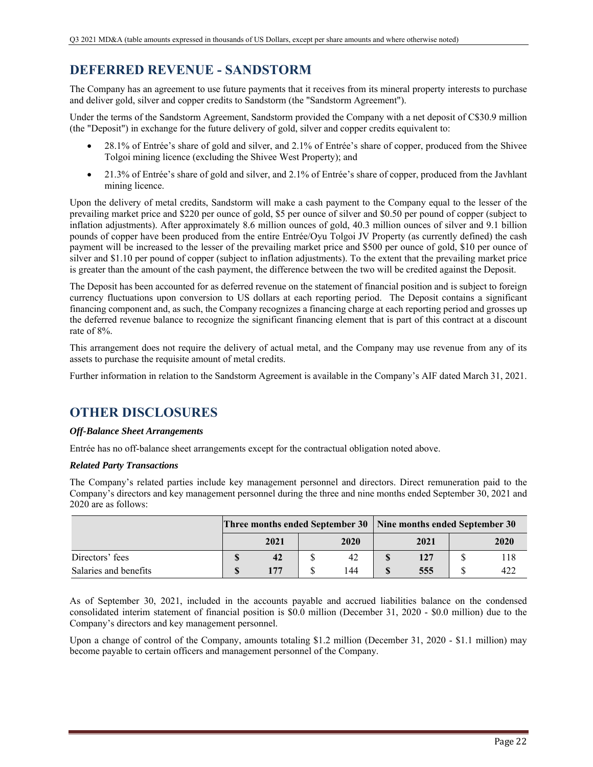# DEFERRED REVENUE - SANDSTORM

The Company has an agreement to use future payments that it receives from its mineral property interests to purchase and deliver gold, silver and copper credits to Sandstorm (the "Sandstorm Agreement").

Under the terms of the Sandstorm Agreement, Sandstorm provided the Company with a net deposit of C$30.9 million (the "Deposit") in exchange for the future delivery of gold, silver and copper credits equivalent to:

- 28.1% of Entrée's share of gold and silver, and 2.1% of Entrée's share of copper, produced from the Shivee Tolgoi mining licence (excluding the Shivee West Property); and
- 21.3% of Entrée's share of gold and silver, and 2.1% of Entrée's share of copper, produced from the Javhlant mining licence.

Upon the delivery of metal credits, Sandstorm will make a cash payment to the Company equal to the lesser of the prevailing market price and $220 per ounce of gold, $5 per ounce of silver and $0.50 per pound of copper (subject to inflation adjustments). After approximately 8.6 million ounces of gold, 40.3 million ounces of silver and 9.1 billion pounds of copper have been produced from the entire Entrée/Oyu Tolgoi JV Property (as currently defined) the cash payment will be increased to the lesser of the prevailing market price and $500 per ounce of gold, $10 per ounce of silver and $1.10 per pound of copper (subject to inflation adjustments). To the extent that the prevailing market price is greater than the amount of the cash payment, the difference between the two will be credited against the Deposit.

The Deposit has been accounted for as deferred revenue on the statement of financial position and is subject to foreign currency fluctuations upon conversion to US dollars at each reporting period. The Deposit contains a significant financing component and, as such, the Company recognizes a financing charge at each reporting period and grosses up the deferred revenue balance to recognize the significant financing element that is part of this contract at a discount rate of 8%.

This arrangement does not require the delivery of actual metal, and the Company may use revenue from any of its assets to purchase the requisite amount of metal credits.

Further information in relation to the Sandstorm Agreement is available in the Company's AIF dated March 31, 2021.

# OTHER DISCLOSURES

***Off-Balance Sheet Arrangements***

Entrée has no off-balance sheet arrangements except for the contractual obligation noted above.

***Related Party Transactions***

The Company's related parties include key management personnel and directors. Direct remuneration paid to the Company's directors and key management personnel during the three and nine months ended September 30, 2021 and 2020 are as follows:

| | Three months ended September 30 | | Nine months ended September 30 | |
|---|---|---|---|---|
| | **2021** | 2020 | **2021** | 2020 |
| Directors' fees | **$ 42** | $ 42 | **$ 127** | $ 118 |
| Salaries and benefits | **$ 177** | $ 144 | **$ 555** | $ 422 |

As of September 30, 2021, included in the accounts payable and accrued liabilities balance on the condensed consolidated interim statement of financial position is $0.0 million (December 31, 2020 - $0.0 million) due to the Company's directors and key management personnel.

Upon a change of control of the Company, amounts totaling $1.2 million (December 31, 2020 - $1.1 million) may become payable to certain officers and management personnel of the Company.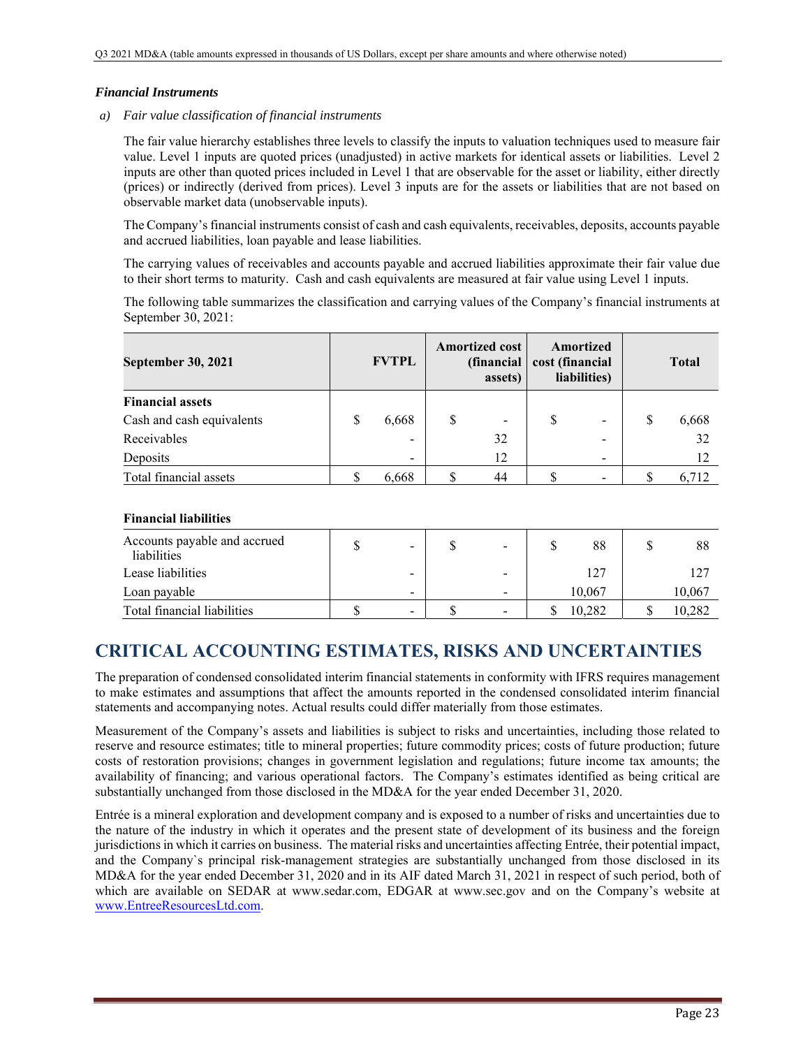### *Financial Instruments*

*a) Fair value classification of financial instruments*

The fair value hierarchy establishes three levels to classify the inputs to valuation techniques used to measure fair value. Level 1 inputs are quoted prices (unadjusted) in active markets for identical assets or liabilities. Level 2 inputs are other than quoted prices included in Level 1 that are observable for the asset or liability, either directly (prices) or indirectly (derived from prices). Level 3 inputs are for the assets or liabilities that are not based on observable market data (unobservable inputs).

The Company's financial instruments consist of cash and cash equivalents, receivables, deposits, accounts payable and accrued liabilities, loan payable and lease liabilities.

The carrying values of receivables and accounts payable and accrued liabilities approximate their fair value due to their short terms to maturity. Cash and cash equivalents are measured at fair value using Level 1 inputs.

The following table summarizes the classification and carrying values of the Company's financial instruments at September 30, 2021:

| September 30, 2021 | FVTPL | Amortized cost (financial assets) | Amortized cost (financial liabilities) | Total |
|---|---|---|---|---|
| **Financial assets** | | | | |
| Cash and cash equivalents | $ 6,668 | $ - | $ - | $ 6,668 |
| Receivables | - | 32 | - | 32 |
| Deposits | - | 12 | - | 12 |
| Total financial assets | $ 6,668 | $ 44 | $ - | $ 6,712 |
| **Financial liabilities** | | | | |
| Accounts payable and accrued liabilities | $ - | $ - | $ 88 | $ 88 |
| Lease liabilities | - | - | 127 | 127 |
| Loan payable | - | - | 10,067 | 10,067 |
| Total financial liabilities | $ - | $ - | $ 10,282 | $ 10,282 |

# CRITICAL ACCOUNTING ESTIMATES, RISKS AND UNCERTAINTIES

The preparation of condensed consolidated interim financial statements in conformity with IFRS requires management to make estimates and assumptions that affect the amounts reported in the condensed consolidated interim financial statements and accompanying notes. Actual results could differ materially from those estimates.

Measurement of the Company's assets and liabilities is subject to risks and uncertainties, including those related to reserve and resource estimates; title to mineral properties; future commodity prices; costs of future production; future costs of restoration provisions; changes in government legislation and regulations; future income tax amounts; the availability of financing; and various operational factors. The Company's estimates identified as being critical are substantially unchanged from those disclosed in the MD&A for the year ended December 31, 2020.

Entrée is a mineral exploration and development company and is exposed to a number of risks and uncertainties due to the nature of the industry in which it operates and the present state of development of its business and the foreign jurisdictions in which it carries on business. The material risks and uncertainties affecting Entrée, their potential impact, and the Company`s principal risk-management strategies are substantially unchanged from those disclosed in its MD&A for the year ended December 31, 2020 and in its AIF dated March 31, 2021 in respect of such period, both of which are available on SEDAR at www.sedar.com, EDGAR at www.sec.gov and on the Company's website at www.EntreeResourcesLtd.com.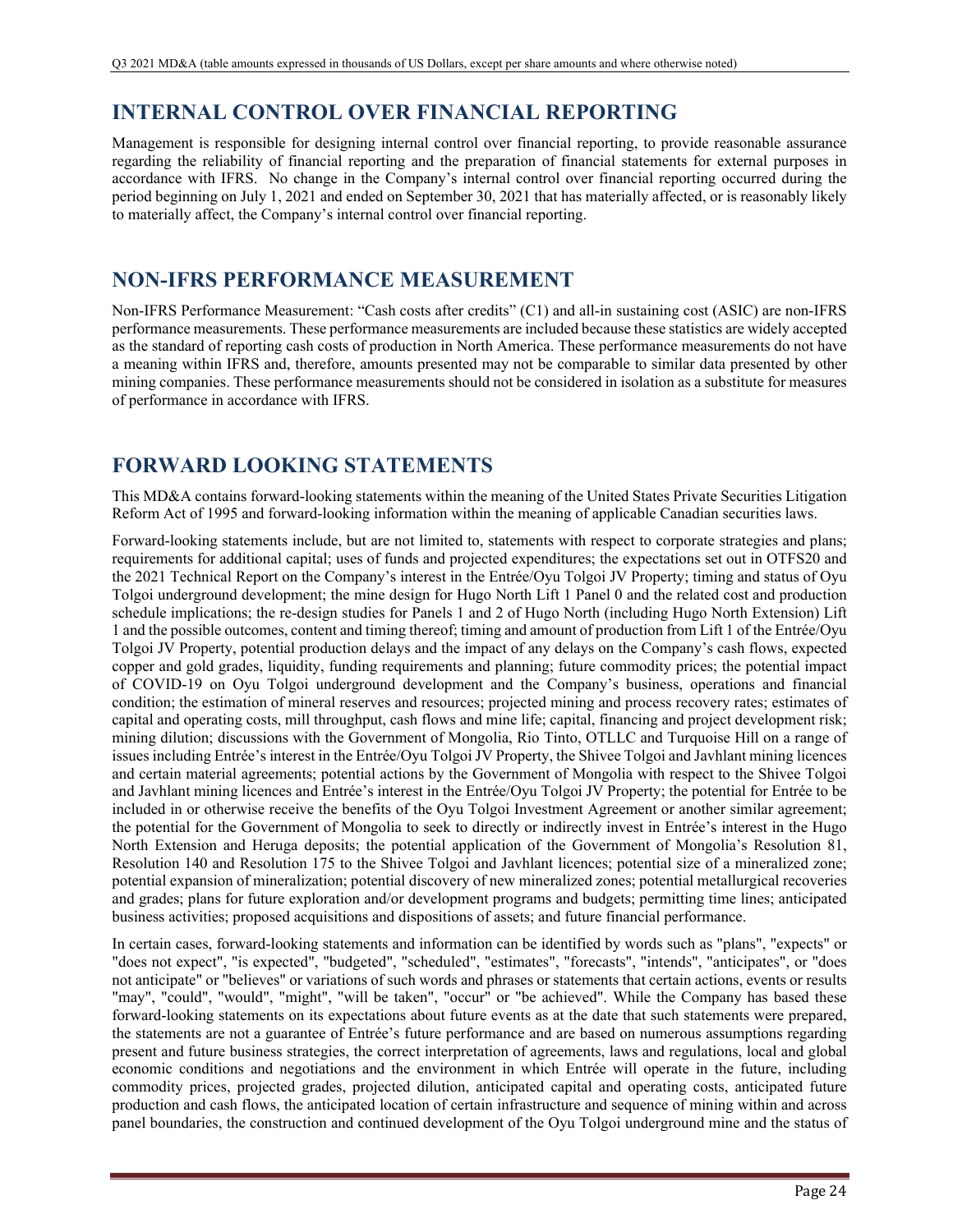## INTERNAL CONTROL OVER FINANCIAL REPORTING

Management is responsible for designing internal control over financial reporting, to provide reasonable assurance regarding the reliability of financial reporting and the preparation of financial statements for external purposes in accordance with IFRS. No change in the Company's internal control over financial reporting occurred during the period beginning on July 1, 2021 and ended on September 30, 2021 that has materially affected, or is reasonably likely to materially affect, the Company's internal control over financial reporting.

## NON-IFRS PERFORMANCE MEASUREMENT

Non-IFRS Performance Measurement: "Cash costs after credits" (C1) and all-in sustaining cost (ASIC) are non-IFRS performance measurements. These performance measurements are included because these statistics are widely accepted as the standard of reporting cash costs of production in North America. These performance measurements do not have a meaning within IFRS and, therefore, amounts presented may not be comparable to similar data presented by other mining companies. These performance measurements should not be considered in isolation as a substitute for measures of performance in accordance with IFRS.

## FORWARD LOOKING STATEMENTS

This MD&A contains forward-looking statements within the meaning of the United States Private Securities Litigation Reform Act of 1995 and forward-looking information within the meaning of applicable Canadian securities laws.

Forward-looking statements include, but are not limited to, statements with respect to corporate strategies and plans; requirements for additional capital; uses of funds and projected expenditures; the expectations set out in OTFS20 and the 2021 Technical Report on the Company's interest in the Entrée/Oyu Tolgoi JV Property; timing and status of Oyu Tolgoi underground development; the mine design for Hugo North Lift 1 Panel 0 and the related cost and production schedule implications; the re-design studies for Panels 1 and 2 of Hugo North (including Hugo North Extension) Lift 1 and the possible outcomes, content and timing thereof; timing and amount of production from Lift 1 of the Entrée/Oyu Tolgoi JV Property, potential production delays and the impact of any delays on the Company's cash flows, expected copper and gold grades, liquidity, funding requirements and planning; future commodity prices; the potential impact of COVID-19 on Oyu Tolgoi underground development and the Company's business, operations and financial condition; the estimation of mineral reserves and resources; projected mining and process recovery rates; estimates of capital and operating costs, mill throughput, cash flows and mine life; capital, financing and project development risk; mining dilution; discussions with the Government of Mongolia, Rio Tinto, OTLLC and Turquoise Hill on a range of issues including Entrée's interest in the Entrée/Oyu Tolgoi JV Property, the Shivee Tolgoi and Javhlant mining licences and certain material agreements; potential actions by the Government of Mongolia with respect to the Shivee Tolgoi and Javhlant mining licences and Entrée's interest in the Entrée/Oyu Tolgoi JV Property; the potential for Entrée to be included in or otherwise receive the benefits of the Oyu Tolgoi Investment Agreement or another similar agreement; the potential for the Government of Mongolia to seek to directly or indirectly invest in Entrée's interest in the Hugo North Extension and Heruga deposits; the potential application of the Government of Mongolia's Resolution 81, Resolution 140 and Resolution 175 to the Shivee Tolgoi and Javhlant licences; potential size of a mineralized zone; potential expansion of mineralization; potential discovery of new mineralized zones; potential metallurgical recoveries and grades; plans for future exploration and/or development programs and budgets; permitting time lines; anticipated business activities; proposed acquisitions and dispositions of assets; and future financial performance.

In certain cases, forward-looking statements and information can be identified by words such as "plans", "expects" or "does not expect", "is expected", "budgeted", "scheduled", "estimates", "forecasts", "intends", "anticipates", or "does not anticipate" or "believes" or variations of such words and phrases or statements that certain actions, events or results "may", "could", "would", "might", "will be taken", "occur" or "be achieved". While the Company has based these forward-looking statements on its expectations about future events as at the date that such statements were prepared, the statements are not a guarantee of Entrée's future performance and are based on numerous assumptions regarding present and future business strategies, the correct interpretation of agreements, laws and regulations, local and global economic conditions and negotiations and the environment in which Entrée will operate in the future, including commodity prices, projected grades, projected dilution, anticipated capital and operating costs, anticipated future production and cash flows, the anticipated location of certain infrastructure and sequence of mining within and across panel boundaries, the construction and continued development of the Oyu Tolgoi underground mine and the status of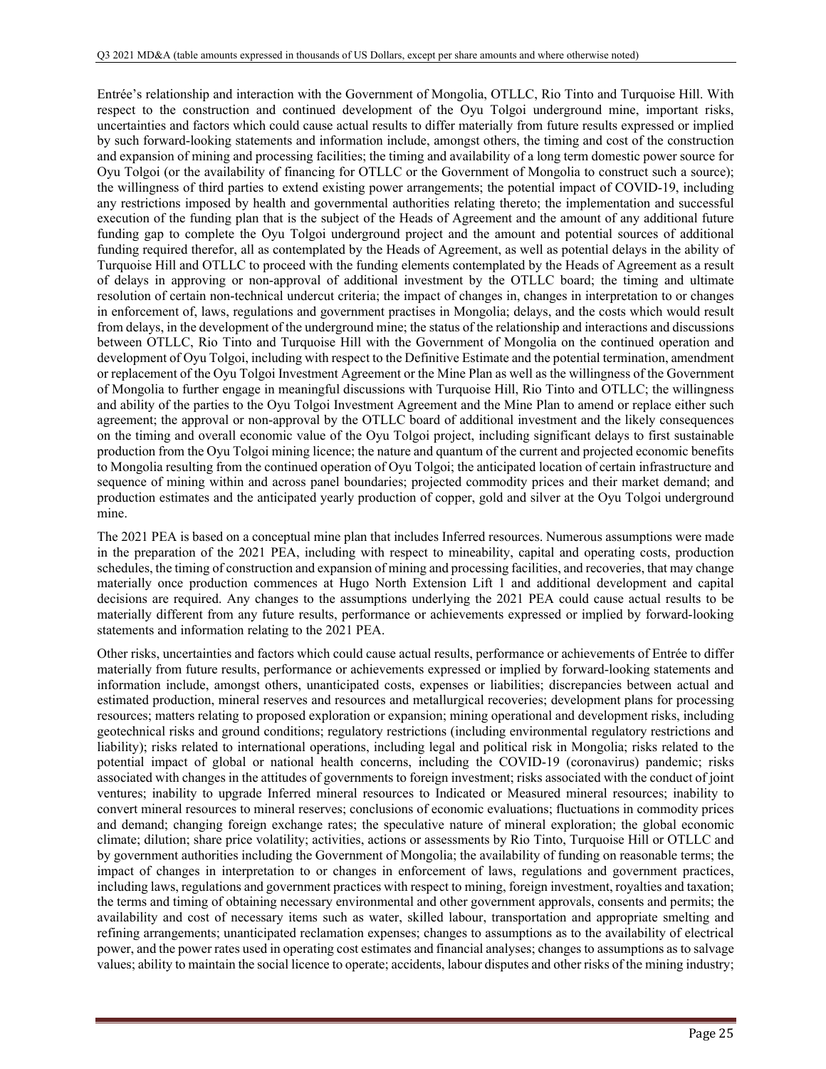Entrée's relationship and interaction with the Government of Mongolia, OTLLC, Rio Tinto and Turquoise Hill. With respect to the construction and continued development of the Oyu Tolgoi underground mine, important risks, uncertainties and factors which could cause actual results to differ materially from future results expressed or implied by such forward-looking statements and information include, amongst others, the timing and cost of the construction and expansion of mining and processing facilities; the timing and availability of a long term domestic power source for Oyu Tolgoi (or the availability of financing for OTLLC or the Government of Mongolia to construct such a source); the willingness of third parties to extend existing power arrangements; the potential impact of COVID-19, including any restrictions imposed by health and governmental authorities relating thereto; the implementation and successful execution of the funding plan that is the subject of the Heads of Agreement and the amount of any additional future funding gap to complete the Oyu Tolgoi underground project and the amount and potential sources of additional funding required therefor, all as contemplated by the Heads of Agreement, as well as potential delays in the ability of Turquoise Hill and OTLLC to proceed with the funding elements contemplated by the Heads of Agreement as a result of delays in approving or non-approval of additional investment by the OTLLC board; the timing and ultimate resolution of certain non-technical undercut criteria; the impact of changes in, changes in interpretation to or changes in enforcement of, laws, regulations and government practises in Mongolia; delays, and the costs which would result from delays, in the development of the underground mine; the status of the relationship and interactions and discussions between OTLLC, Rio Tinto and Turquoise Hill with the Government of Mongolia on the continued operation and development of Oyu Tolgoi, including with respect to the Definitive Estimate and the potential termination, amendment or replacement of the Oyu Tolgoi Investment Agreement or the Mine Plan as well as the willingness of the Government of Mongolia to further engage in meaningful discussions with Turquoise Hill, Rio Tinto and OTLLC; the willingness and ability of the parties to the Oyu Tolgoi Investment Agreement and the Mine Plan to amend or replace either such agreement; the approval or non-approval by the OTLLC board of additional investment and the likely consequences on the timing and overall economic value of the Oyu Tolgoi project, including significant delays to first sustainable production from the Oyu Tolgoi mining licence; the nature and quantum of the current and projected economic benefits to Mongolia resulting from the continued operation of Oyu Tolgoi; the anticipated location of certain infrastructure and sequence of mining within and across panel boundaries; projected commodity prices and their market demand; and production estimates and the anticipated yearly production of copper, gold and silver at the Oyu Tolgoi underground mine.

The 2021 PEA is based on a conceptual mine plan that includes Inferred resources. Numerous assumptions were made in the preparation of the 2021 PEA, including with respect to mineability, capital and operating costs, production schedules, the timing of construction and expansion of mining and processing facilities, and recoveries, that may change materially once production commences at Hugo North Extension Lift 1 and additional development and capital decisions are required. Any changes to the assumptions underlying the 2021 PEA could cause actual results to be materially different from any future results, performance or achievements expressed or implied by forward-looking statements and information relating to the 2021 PEA.

Other risks, uncertainties and factors which could cause actual results, performance or achievements of Entrée to differ materially from future results, performance or achievements expressed or implied by forward-looking statements and information include, amongst others, unanticipated costs, expenses or liabilities; discrepancies between actual and estimated production, mineral reserves and resources and metallurgical recoveries; development plans for processing resources; matters relating to proposed exploration or expansion; mining operational and development risks, including geotechnical risks and ground conditions; regulatory restrictions (including environmental regulatory restrictions and liability); risks related to international operations, including legal and political risk in Mongolia; risks related to the potential impact of global or national health concerns, including the COVID-19 (coronavirus) pandemic; risks associated with changes in the attitudes of governments to foreign investment; risks associated with the conduct of joint ventures; inability to upgrade Inferred mineral resources to Indicated or Measured mineral resources; inability to convert mineral resources to mineral reserves; conclusions of economic evaluations; fluctuations in commodity prices and demand; changing foreign exchange rates; the speculative nature of mineral exploration; the global economic climate; dilution; share price volatility; activities, actions or assessments by Rio Tinto, Turquoise Hill or OTLLC and by government authorities including the Government of Mongolia; the availability of funding on reasonable terms; the impact of changes in interpretation to or changes in enforcement of laws, regulations and government practices, including laws, regulations and government practices with respect to mining, foreign investment, royalties and taxation; the terms and timing of obtaining necessary environmental and other government approvals, consents and permits; the availability and cost of necessary items such as water, skilled labour, transportation and appropriate smelting and refining arrangements; unanticipated reclamation expenses; changes to assumptions as to the availability of electrical power, and the power rates used in operating cost estimates and financial analyses; changes to assumptions as to salvage values; ability to maintain the social licence to operate; accidents, labour disputes and other risks of the mining industry;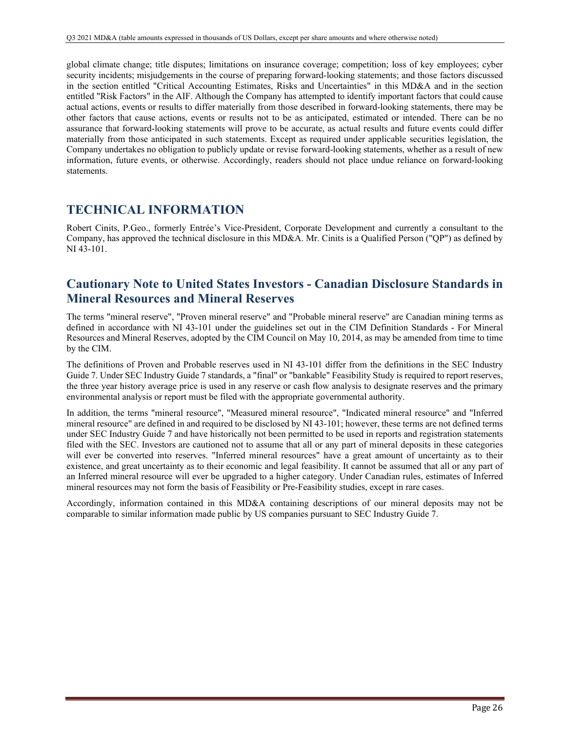global climate change; title disputes; limitations on insurance coverage; competition; loss of key employees; cyber security incidents; misjudgements in the course of preparing forward-looking statements; and those factors discussed in the section entitled "Critical Accounting Estimates, Risks and Uncertainties" in this MD&A and in the section entitled "Risk Factors" in the AIF. Although the Company has attempted to identify important factors that could cause actual actions, events or results to differ materially from those described in forward-looking statements, there may be other factors that cause actions, events or results not to be as anticipated, estimated or intended. There can be no assurance that forward-looking statements will prove to be accurate, as actual results and future events could differ materially from those anticipated in such statements. Except as required under applicable securities legislation, the Company undertakes no obligation to publicly update or revise forward-looking statements, whether as a result of new information, future events, or otherwise. Accordingly, readers should not place undue reliance on forward-looking statements.

# TECHNICAL INFORMATION

Robert Cinits, P.Geo., formerly Entrée's Vice-President, Corporate Development and currently a consultant to the Company, has approved the technical disclosure in this MD&A. Mr. Cinits is a Qualified Person ("QP") as defined by NI 43-101.

## Cautionary Note to United States Investors - Canadian Disclosure Standards in Mineral Resources and Mineral Reserves

The terms "mineral reserve", "Proven mineral reserve" and "Probable mineral reserve" are Canadian mining terms as defined in accordance with NI 43-101 under the guidelines set out in the CIM Definition Standards - For Mineral Resources and Mineral Reserves, adopted by the CIM Council on May 10, 2014, as may be amended from time to time by the CIM.

The definitions of Proven and Probable reserves used in NI 43-101 differ from the definitions in the SEC Industry Guide 7. Under SEC Industry Guide 7 standards, a "final" or "bankable" Feasibility Study is required to report reserves, the three year history average price is used in any reserve or cash flow analysis to designate reserves and the primary environmental analysis or report must be filed with the appropriate governmental authority.

In addition, the terms "mineral resource", "Measured mineral resource", "Indicated mineral resource" and "Inferred mineral resource" are defined in and required to be disclosed by NI 43-101; however, these terms are not defined terms under SEC Industry Guide 7 and have historically not been permitted to be used in reports and registration statements filed with the SEC. Investors are cautioned not to assume that all or any part of mineral deposits in these categories will ever be converted into reserves. "Inferred mineral resources" have a great amount of uncertainty as to their existence, and great uncertainty as to their economic and legal feasibility. It cannot be assumed that all or any part of an Inferred mineral resource will ever be upgraded to a higher category. Under Canadian rules, estimates of Inferred mineral resources may not form the basis of Feasibility or Pre-Feasibility studies, except in rare cases.

Accordingly, information contained in this MD&A containing descriptions of our mineral deposits may not be comparable to similar information made public by US companies pursuant to SEC Industry Guide 7.